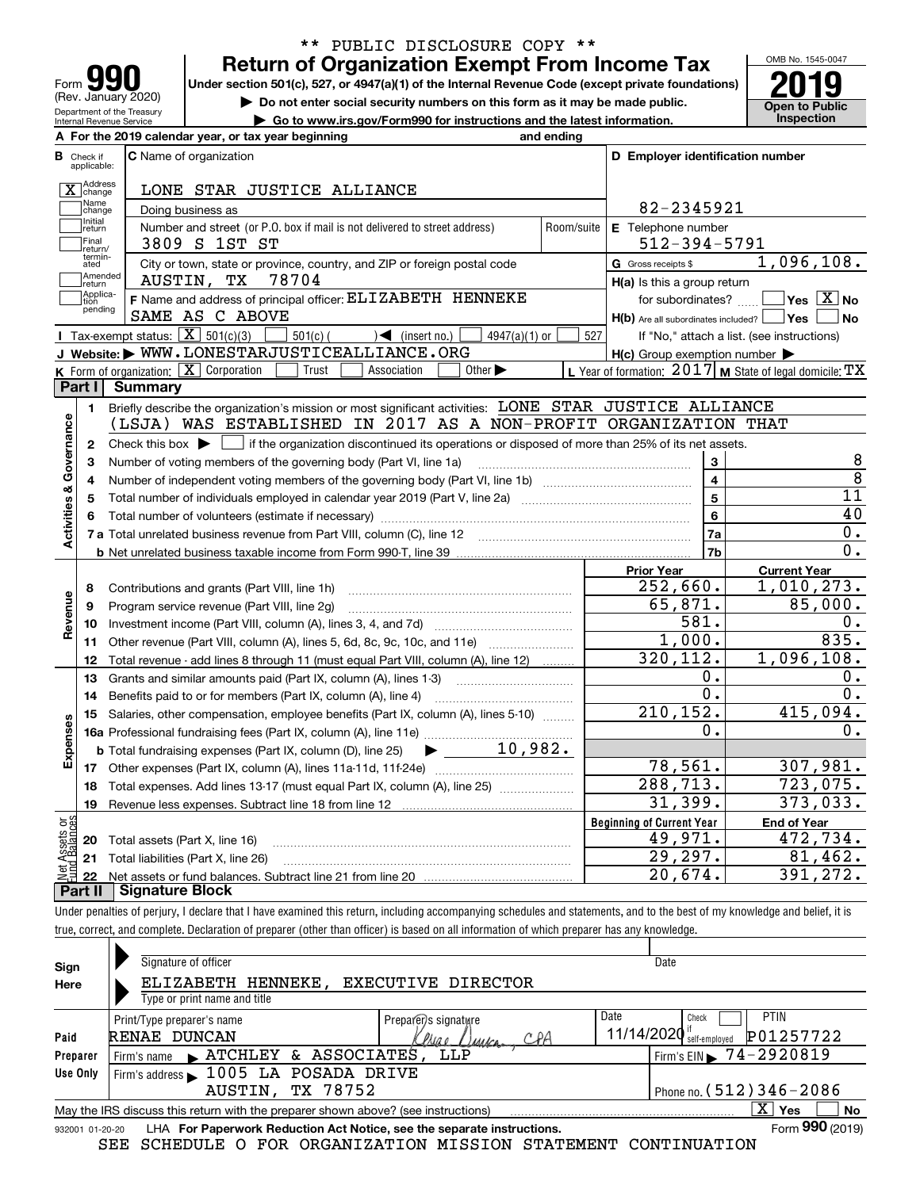** PUBLIC DISCLOSURE COPY **

# Form 990 — Return of Organization Exempt From Income Tax (2019)

Form **990** (Rev. January 2020) — Department of the Treasury, Internal Revenue Service

Under section 501(c), 527, or 4947(a)(1) of the Internal Revenue Code (except private foundations)

▶ Do not enter social security numbers on this form as it may be made public.

▶ Go to www.irs.gov/Form990 for instructions and the latest information.

OMB No. 1545-0047 — **2019** — Open to Public Inspection

**A** For the 2019 calendar year, or tax year beginning ______ and ending ______

**B** Check if applicable: [X] Address change; [ ] Name change; [ ] Initial return; [ ] Final return/terminated; [ ] Amended return; [ ] Application pending

**C** Name of organization: LONE STAR JUSTICE ALLIANCE

Doing business as

Number and street (or P.O. box if mail is not delivered to street address): 3809 S 1ST ST — Room/suite

City or town, state or province, country, and ZIP or foreign postal code: AUSTIN, TX 78704

**D** Employer identification number: 82-2345921

**E** Telephone number: 512-394-5791

**G** Gross receipts $ 1,096,108.

**F** Name and address of principal officer: ELIZABETH HENNEKE, SAME AS C ABOVE

**H(a)** Is this a group return for subordinates? [ ] Yes [X] No

**H(b)** Are all subordinates included? [ ] Yes [ ] No — If "No," attach a list. (see instructions)

**H(c)** Group exemption number ▶

**I** Tax-exempt status: [X] 501(c)(3) [ ] 501(c) ( ) ◀ (insert no.) [ ] 4947(a)(1) or [ ] 527

**J** Website: ▶ WWW.LONESTARJUSTICEALLIANCE.ORG

**K** Form of organization: [X] Corporation [ ] Trust [ ] Association [ ] Other ▶

**L** Year of formation: 2017 **M** State of legal domicile: TX

## Part I Summary

**Activities & Governance**

1. Briefly describe the organization's mission or most significant activities: LONE STAR JUSTICE ALLIANCE (LSJA) WAS ESTABLISHED IN 2017 AS A NON-PROFIT ORGANIZATION THAT
2. Check this box ▶ [ ] if the organization discontinued its operations or disposed of more than 25% of its net assets.

| Line | Description | No. | Value |
|---|---|---|---|
| 3 | Number of voting members of the governing body (Part VI, line 1a) | 3 | 8 |
| 4 | Number of independent voting members of the governing body (Part VI, line 1b) | 4 | 8 |
| 5 | Total number of individuals employed in calendar year 2019 (Part V, line 2a) | 5 | 11 |
| 6 | Total number of volunteers (estimate if necessary) | 6 | 40 |
| 7a | Total unrelated business revenue from Part VIII, column (C), line 12 | 7a | 0. |
| 7b | Net unrelated business taxable income from Form 990-T, line 39 | 7b | 0. |

| Line | Description | Prior Year | Current Year |
|---|---|---|---|
| **Revenue** | | | |
| 8 | Contributions and grants (Part VIII, line 1h) | 252,660. | 1,010,273. |
| 9 | Program service revenue (Part VIII, line 2g) | 65,871. | 85,000. |
| 10 | Investment income (Part VIII, column (A), lines 3, 4, and 7d) | 581. | 0. |
| 11 | Other revenue (Part VIII, column (A), lines 5, 6d, 8c, 9c, 10c, and 11e) | 1,000. | 835. |
| 12 | Total revenue - add lines 8 through 11 (must equal Part VIII, column (A), line 12) | 320,112. | 1,096,108. |
| **Expenses** | | | |
| 13 | Grants and similar amounts paid (Part IX, column (A), lines 1-3) | 0. | 0. |
| 14 | Benefits paid to or for members (Part IX, column (A), line 4) | 0. | 0. |
| 15 | Salaries, other compensation, employee benefits (Part IX, column (A), lines 5-10) | 210,152. | 415,094. |
| 16a | Professional fundraising fees (Part IX, column (A), line 11e) | 0. | 0. |
| b | Total fundraising expenses (Part IX, column (D), line 25) ▶ 10,982. | | |
| 17 | Other expenses (Part IX, column (A), lines 11a-11d, 11f-24e) | 78,561. | 307,981. |
| 18 | Total expenses. Add lines 13-17 (must equal Part IX, column (A), line 25) | 288,713. | 723,075. |
| 19 | Revenue less expenses. Subtract line 18 from line 12 | 31,399. | 373,033. |
| **Net Assets or Fund Balances** | | **Beginning of Current Year** | **End of Year** |
| 20 | Total assets (Part X, line 16) | 49,971. | 472,734. |
| 21 | Total liabilities (Part X, line 26) | 29,297. | 81,462. |
| 22 | Net assets or fund balances. Subtract line 21 from line 20 | 20,674. | 391,272. |

## Part II Signature Block

Under penalties of perjury, I declare that I have examined this return, including accompanying schedules and statements, and to the best of my knowledge and belief, it is true, correct, and complete. Declaration of preparer (other than officer) is based on all information of which preparer has any knowledge.

**Sign Here**

Signature of officer — Date

ELIZABETH HENNEKE, EXECUTIVE DIRECTOR

Type or print name and title

**Paid Preparer Use Only**

| Print/Type preparer's name | Preparer's signature | Date | Check if self-employed | PTIN |
|---|---|---|---|---|
| RENAE DUNCAN | Renae Duncan, CPA | 11/14/2020 | [ ] | P01257722 |

Firm's name ▶ ATCHLEY & ASSOCIATES, LLP — Firm's EIN ▶ 74-2920819

Firm's address ▶ 1005 LA POSADA DRIVE, AUSTIN, TX 78752 — Phone no. (512)346-2086

May the IRS discuss this return with the preparer shown above? (see instructions) [X] Yes [ ] No

932001 01-20-20 LHA For Paperwork Reduction Act Notice, see the separate instructions. Form **990** (2019)

SEE SCHEDULE O FOR ORGANIZATION MISSION STATEMENT CONTINUATION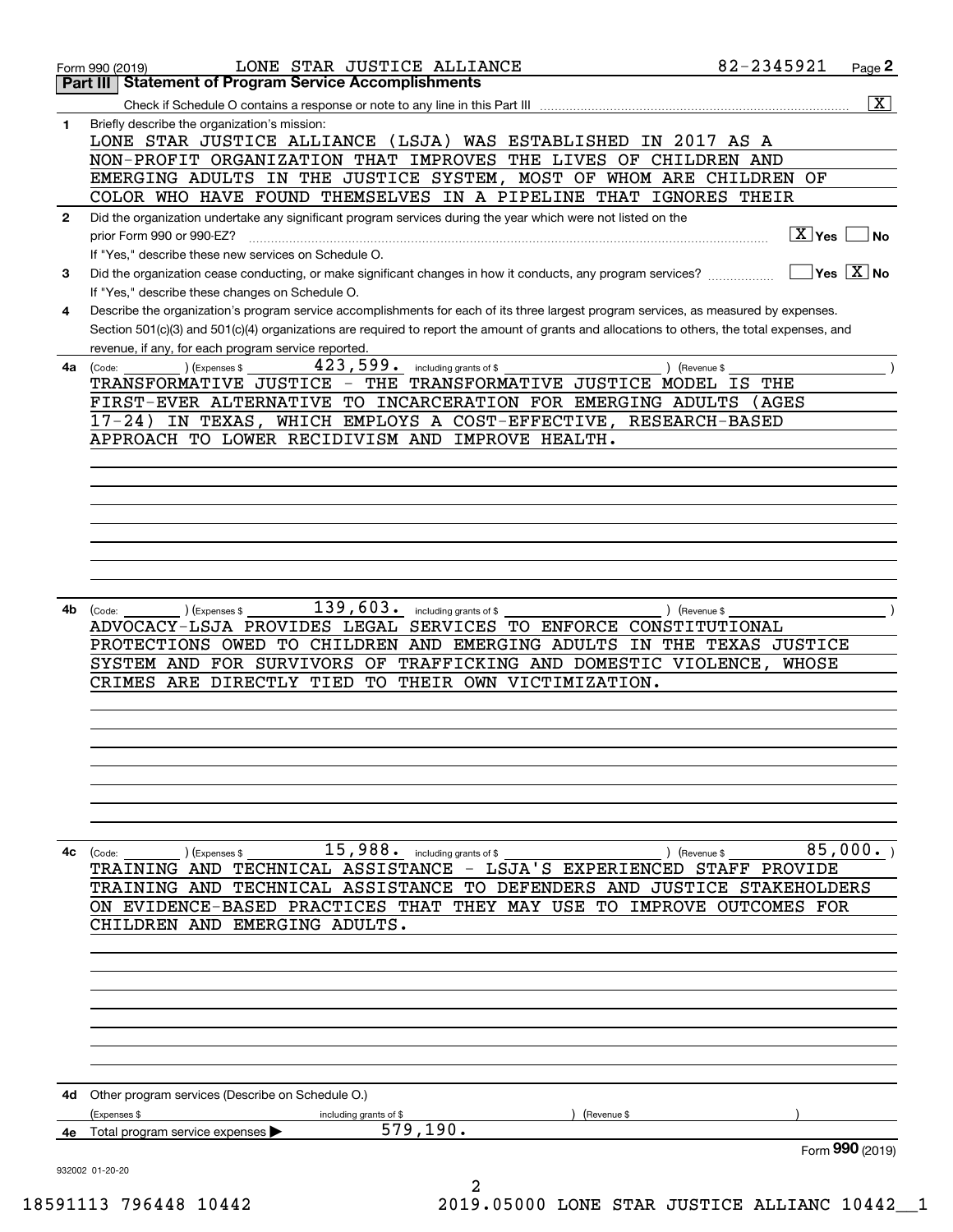Form 990 (2019) LONE STAR JUSTICE ALLIANCE 82-2345921 Page 2

## Part III Statement of Program Service Accomplishments

Check if Schedule O contains a response or note to any line in this Part III [X]

**1** Briefly describe the organization's mission:

LONE STAR JUSTICE ALLIANCE (LSJA) WAS ESTABLISHED IN 2017 AS A NON-PROFIT ORGANIZATION THAT IMPROVES THE LIVES OF CHILDREN AND EMERGING ADULTS IN THE JUSTICE SYSTEM, MOST OF WHOM ARE CHILDREN OF COLOR WHO HAVE FOUND THEMSELVES IN A PIPELINE THAT IGNORES THEIR

**2** Did the organization undertake any significant program services during the year which were not listed on the prior Form 990 or 990-EZ? [X] Yes [ ] No

If "Yes," describe these new services on Schedule O.

**3** Did the organization cease conducting, or make significant changes in how it conducts, any program services? [ ] Yes [X] No

If "Yes," describe these changes on Schedule O.

**4** Describe the organization's program service accomplishments for each of its three largest program services, as measured by expenses. Section 501(c)(3) and 501(c)(4) organizations are required to report the amount of grants and allocations to others, the total expenses, and revenue, if any, for each program service reported.

**4a** (Code: ) (Expenses $ 423,599. including grants of $ ) (Revenue $ )

TRANSFORMATIVE JUSTICE - THE TRANSFORMATIVE JUSTICE MODEL IS THE FIRST-EVER ALTERNATIVE TO INCARCERATION FOR EMERGING ADULTS (AGES 17-24) IN TEXAS, WHICH EMPLOYS A COST-EFFECTIVE, RESEARCH-BASED APPROACH TO LOWER RECIDIVISM AND IMPROVE HEALTH.

**4b** (Code: ) (Expenses $ 139,603. including grants of $ ) (Revenue $ )

ADVOCACY-LSJA PROVIDES LEGAL SERVICES TO ENFORCE CONSTITUTIONAL PROTECTIONS OWED TO CHILDREN AND EMERGING ADULTS IN THE TEXAS JUSTICE SYSTEM AND FOR SURVIVORS OF TRAFFICKING AND DOMESTIC VIOLENCE, WHOSE CRIMES ARE DIRECTLY TIED TO THEIR OWN VICTIMIZATION.

**4c** (Code: ) (Expenses $ 15,988. including grants of $ ) (Revenue $ 85,000.)

TRAINING AND TECHNICAL ASSISTANCE - LSJA'S EXPERIENCED STAFF PROVIDE TRAINING AND TECHNICAL ASSISTANCE TO DEFENDERS AND JUSTICE STAKEHOLDERS ON EVIDENCE-BASED PRACTICES THAT THEY MAY USE TO IMPROVE OUTCOMES FOR CHILDREN AND EMERGING ADULTS.

**4d** Other program services (Describe on Schedule O.)

(Expenses $ including grants of $ ) (Revenue $ )

**4e** Total program service expenses ▶ 579,190.

Form 990 (2019)

932002 01-20-20

18591113 796448 10442 2019.05000 LONE STAR JUSTICE ALLIANC 10442__1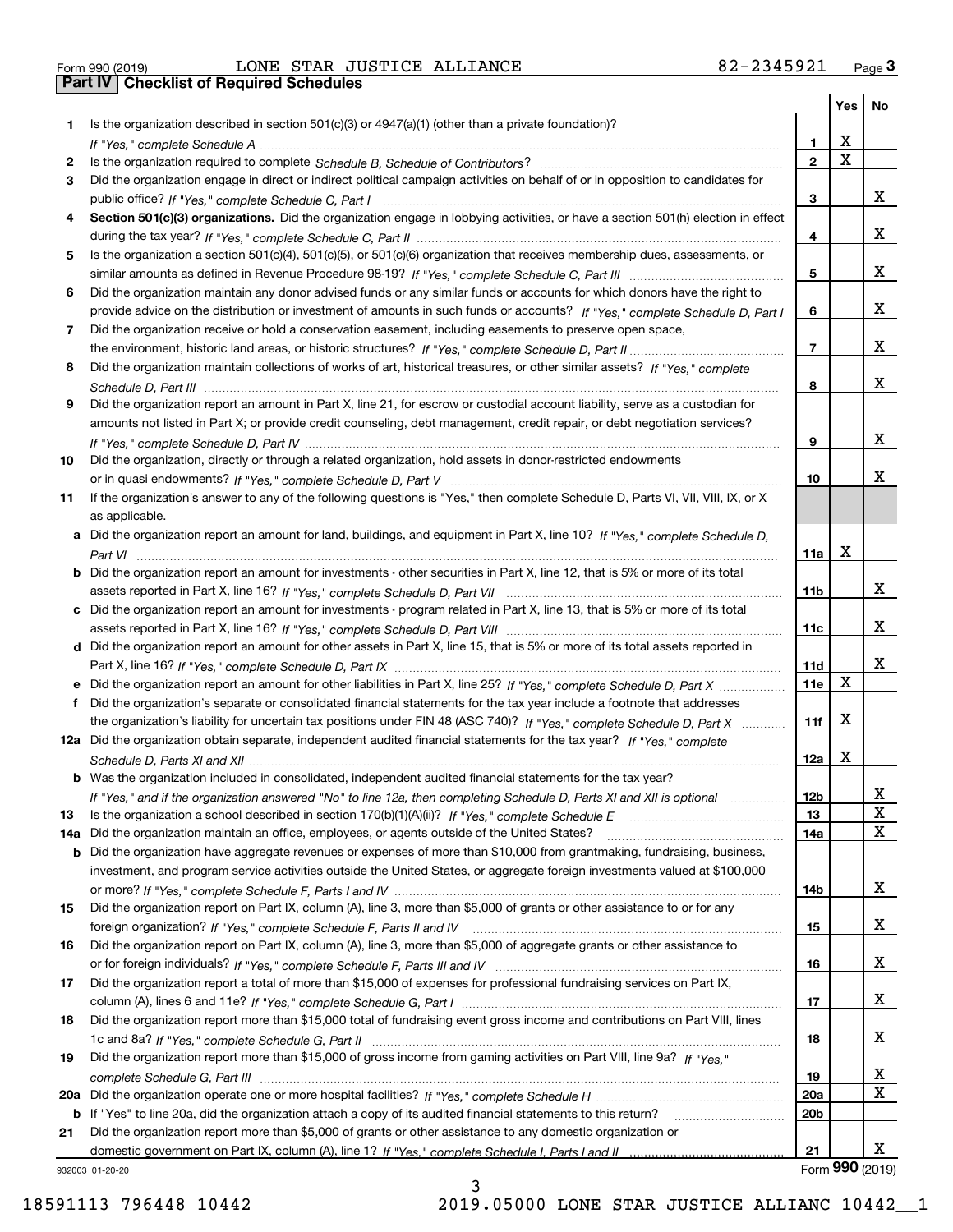Form 990 (2019) LONE STAR JUSTICE ALLIANCE 82-2345921 Page 3

## Part IV Checklist of Required Schedules

| | | | Yes | No |
|---|---|---|---|---|
| 1 | Is the organization described in section 501(c)(3) or 4947(a)(1) (other than a private foundation)? *If "Yes," complete Schedule A* | 1 | X | |
| 2 | Is the organization required to complete *Schedule B, Schedule of Contributors*? | 2 | X | |
| 3 | Did the organization engage in direct or indirect political campaign activities on behalf of or in opposition to candidates for public office? *If "Yes," complete Schedule C, Part I* | 3 | | X |
| 4 | **Section 501(c)(3) organizations.** Did the organization engage in lobbying activities, or have a section 501(h) election in effect during the tax year? *If "Yes," complete Schedule C, Part II* | 4 | | X |
| 5 | Is the organization a section 501(c)(4), 501(c)(5), or 501(c)(6) organization that receives membership dues, assessments, or similar amounts as defined in Revenue Procedure 98-19? *If "Yes," complete Schedule C, Part III* | 5 | | X |
| 6 | Did the organization maintain any donor advised funds or any similar funds or accounts for which donors have the right to provide advice on the distribution or investment of amounts in such funds or accounts? *If "Yes," complete Schedule D, Part I* | 6 | | X |
| 7 | Did the organization receive or hold a conservation easement, including easements to preserve open space, the environment, historic land areas, or historic structures? *If "Yes," complete Schedule D, Part II* | 7 | | X |
| 8 | Did the organization maintain collections of works of art, historical treasures, or other similar assets? *If "Yes," complete Schedule D, Part III* | 8 | | X |
| 9 | Did the organization report an amount in Part X, line 21, for escrow or custodial account liability, serve as a custodian for amounts not listed in Part X; or provide credit counseling, debt management, credit repair, or debt negotiation services? *If "Yes," complete Schedule D, Part IV* | 9 | | X |
| 10 | Did the organization, directly or through a related organization, hold assets in donor-restricted endowments or in quasi endowments? *If "Yes," complete Schedule D, Part V* | 10 | | X |
| 11 | If the organization's answer to any of the following questions is "Yes," then complete Schedule D, Parts VI, VII, VIII, IX, or X as applicable. | | | |
| a | Did the organization report an amount for land, buildings, and equipment in Part X, line 10? *If "Yes," complete Schedule D, Part VI* | 11a | X | |
| b | Did the organization report an amount for investments - other securities in Part X, line 12, that is 5% or more of its total assets reported in Part X, line 16? *If "Yes," complete Schedule D, Part VII* | 11b | | X |
| c | Did the organization report an amount for investments - program related in Part X, line 13, that is 5% or more of its total assets reported in Part X, line 16? *If "Yes," complete Schedule D, Part VIII* | 11c | | X |
| d | Did the organization report an amount for other assets in Part X, line 15, that is 5% or more of its total assets reported in Part X, line 16? *If "Yes," complete Schedule D, Part IX* | 11d | | X |
| e | Did the organization report an amount for other liabilities in Part X, line 25? *If "Yes," complete Schedule D, Part X* | 11e | X | |
| f | Did the organization's separate or consolidated financial statements for the tax year include a footnote that addresses the organization's liability for uncertain tax positions under FIN 48 (ASC 740)? *If "Yes," complete Schedule D, Part X* | 11f | X | |
| 12a | Did the organization obtain separate, independent audited financial statements for the tax year? *If "Yes," complete Schedule D, Parts XI and XII* | 12a | X | |
| b | Was the organization included in consolidated, independent audited financial statements for the tax year? *If "Yes," and if the organization answered "No" to line 12a, then completing Schedule D, Parts XI and XII is optional* | 12b | | X |
| 13 | Is the organization a school described in section 170(b)(1)(A)(ii)? *If "Yes," complete Schedule E* | 13 | | X |
| 14a | Did the organization maintain an office, employees, or agents outside of the United States? | 14a | | X |
| b | Did the organization have aggregate revenues or expenses of more than $10,000 from grantmaking, fundraising, business, investment, and program service activities outside the United States, or aggregate foreign investments valued at $100,000 or more? *If "Yes," complete Schedule F, Parts I and IV* | 14b | | X |
| 15 | Did the organization report on Part IX, column (A), line 3, more than $5,000 of grants or other assistance to or for any foreign organization? *If "Yes," complete Schedule F, Parts II and IV* | 15 | | X |
| 16 | Did the organization report on Part IX, column (A), line 3, more than $5,000 of aggregate grants or other assistance to or for foreign individuals? *If "Yes," complete Schedule F, Parts III and IV* | 16 | | X |
| 17 | Did the organization report a total of more than $15,000 of expenses for professional fundraising services on Part IX, column (A), lines 6 and 11e? *If "Yes," complete Schedule G, Part I* | 17 | | X |
| 18 | Did the organization report more than $15,000 total of fundraising event gross income and contributions on Part VIII, lines 1c and 8a? *If "Yes," complete Schedule G, Part II* | 18 | | X |
| 19 | Did the organization report more than $15,000 of gross income from gaming activities on Part VIII, line 9a? *If "Yes," complete Schedule G, Part III* | 19 | | X |
| 20a | Did the organization operate one or more hospital facilities? *If "Yes," complete Schedule H* | 20a | | X |
| b | If "Yes" to line 20a, did the organization attach a copy of its audited financial statements to this return? | 20b | | |
| 21 | Did the organization report more than $5,000 of grants or other assistance to any domestic organization or domestic government on Part IX, column (A), line 1? *If "Yes," complete Schedule I, Parts I and II* | 21 | | X |

932003 01-20-20 Form **990** (2019)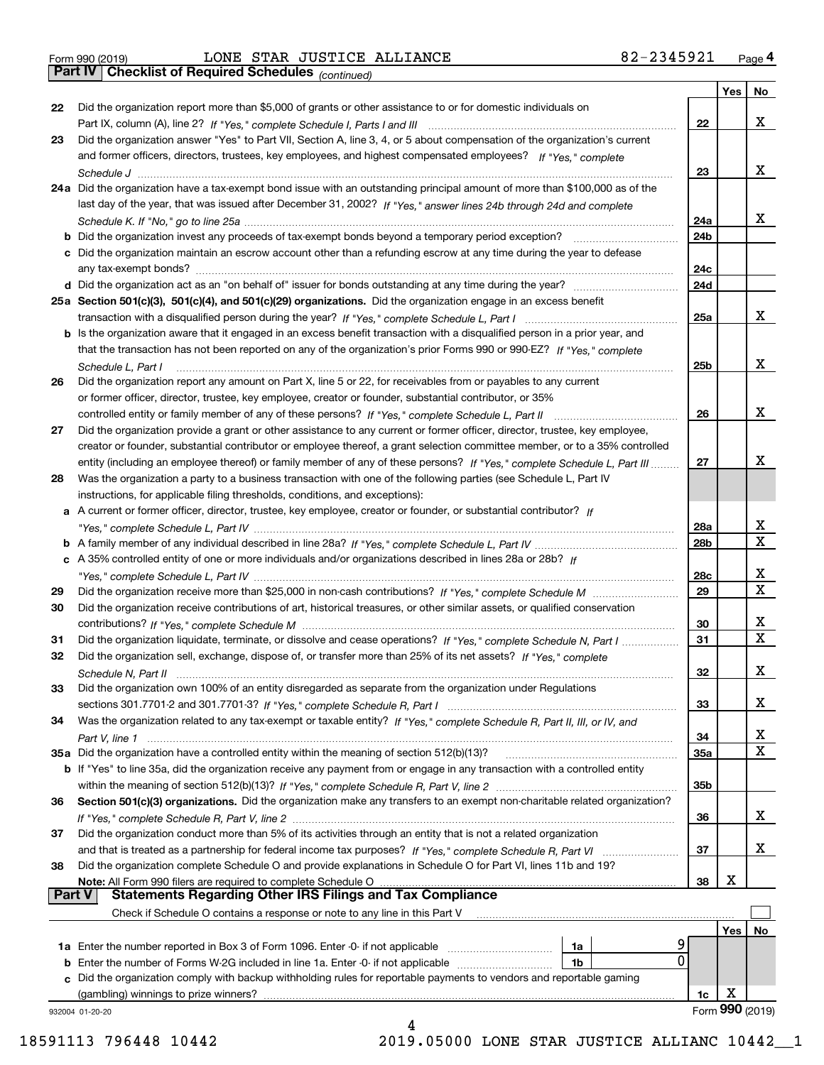Form 990 (2019) LONE STAR JUSTICE ALLIANCE 82-2345921 Page 4

**Part IV Checklist of Required Schedules** *(continued)*

| | | | Yes | No |
|---|---|---|---|---|
| 22 | Did the organization report more than $5,000 of grants or other assistance to or for domestic individuals on Part IX, column (A), line 2? *If "Yes," complete Schedule I, Parts I and III* | 22 | | X |
| 23 | Did the organization answer "Yes" to Part VII, Section A, line 3, 4, or 5 about compensation of the organization's current and former officers, directors, trustees, key employees, and highest compensated employees? *If "Yes," complete Schedule J* | 23 | | X |
| 24a | Did the organization have a tax-exempt bond issue with an outstanding principal amount of more than $100,000 as of the last day of the year, that was issued after December 31, 2002? *If "Yes," answer lines 24b through 24d and complete Schedule K. If "No," go to line 25a* | 24a | | X |
| b | Did the organization invest any proceeds of tax-exempt bonds beyond a temporary period exception? | 24b | | |
| c | Did the organization maintain an escrow account other than a refunding escrow at any time during the year to defease any tax-exempt bonds? | 24c | | |
| d | Did the organization act as an "on behalf of" issuer for bonds outstanding at any time during the year? | 24d | | |
| 25a | **Section 501(c)(3), 501(c)(4), and 501(c)(29) organizations.** Did the organization engage in an excess benefit transaction with a disqualified person during the year? *If "Yes," complete Schedule L, Part I* | 25a | | X |
| b | Is the organization aware that it engaged in an excess benefit transaction with a disqualified person in a prior year, and that the transaction has not been reported on any of the organization's prior Forms 990 or 990-EZ? *If "Yes," complete Schedule L, Part I* | 25b | | X |
| 26 | Did the organization report any amount on Part X, line 5 or 22, for receivables from or payables to any current or former officer, director, trustee, key employee, creator or founder, substantial contributor, or 35% controlled entity or family member of any of these persons? *If "Yes," complete Schedule L, Part II* | 26 | | X |
| 27 | Did the organization provide a grant or other assistance to any current or former officer, director, trustee, key employee, creator or founder, substantial contributor or employee thereof, a grant selection committee member, or to a 35% controlled entity (including an employee thereof) or family member of any of these persons? *If "Yes," complete Schedule L, Part III* | 27 | | X |
| 28 | Was the organization a party to a business transaction with one of the following parties (see Schedule L, Part IV instructions, for applicable filing thresholds, conditions, and exceptions): | | | |
| a | A current or former officer, director, trustee, key employee, creator or founder, or substantial contributor? *If "Yes," complete Schedule L, Part IV* | 28a | | X |
| b | A family member of any individual described in line 28a? *If "Yes," complete Schedule L, Part IV* | 28b | | X |
| c | A 35% controlled entity of one or more individuals and/or organizations described in lines 28a or 28b? *If "Yes," complete Schedule L, Part IV* | 28c | | X |
| 29 | Did the organization receive more than $25,000 in non-cash contributions? *If "Yes," complete Schedule M* | 29 | | X |
| 30 | Did the organization receive contributions of art, historical treasures, or other similar assets, or qualified conservation contributions? *If "Yes," complete Schedule M* | 30 | | X |
| 31 | Did the organization liquidate, terminate, or dissolve and cease operations? *If "Yes," complete Schedule N, Part I* | 31 | | X |
| 32 | Did the organization sell, exchange, dispose of, or transfer more than 25% of its net assets? *If "Yes," complete Schedule N, Part II* | 32 | | X |
| 33 | Did the organization own 100% of an entity disregarded as separate from the organization under Regulations sections 301.7701-2 and 301.7701-3? *If "Yes," complete Schedule R, Part I* | 33 | | X |
| 34 | Was the organization related to any tax-exempt or taxable entity? *If "Yes," complete Schedule R, Part II, III, or IV, and Part V, line 1* | 34 | | X |
| 35a | Did the organization have a controlled entity within the meaning of section 512(b)(13)? | 35a | | X |
| b | If "Yes" to line 35a, did the organization receive any payment from or engage in any transaction with a controlled entity within the meaning of section 512(b)(13)? *If "Yes," complete Schedule R, Part V, line 2* | 35b | | |
| 36 | **Section 501(c)(3) organizations.** Did the organization make any transfers to an exempt non-charitable related organization? *If "Yes," complete Schedule R, Part V, line 2* | 36 | | X |
| 37 | Did the organization conduct more than 5% of its activities through an entity that is not a related organization and that is treated as a partnership for federal income tax purposes? *If "Yes," complete Schedule R, Part VI* | 37 | | X |
| 38 | Did the organization complete Schedule O and provide explanations in Schedule O for Part VI, lines 11b and 19? **Note:** All Form 990 filers are required to complete Schedule O | 38 | X | |

**Part V Statements Regarding Other IRS Filings and Tax Compliance**

Check if Schedule O contains a response or note to any line in this Part V ☐

| | | | | | Yes | No |
|---|---|---|---|---|---|---|
| 1a | Enter the number reported in Box 3 of Form 1096. Enter -0- if not applicable | 1a | 9 | | | |
| b | Enter the number of Forms W-2G included in line 1a. Enter -0- if not applicable | 1b | 0 | | | |
| c | Did the organization comply with backup withholding rules for reportable payments to vendors and reportable gaming (gambling) winnings to prize winners? | | | 1c | X | |

932004 01-20-20 Form **990** (2019)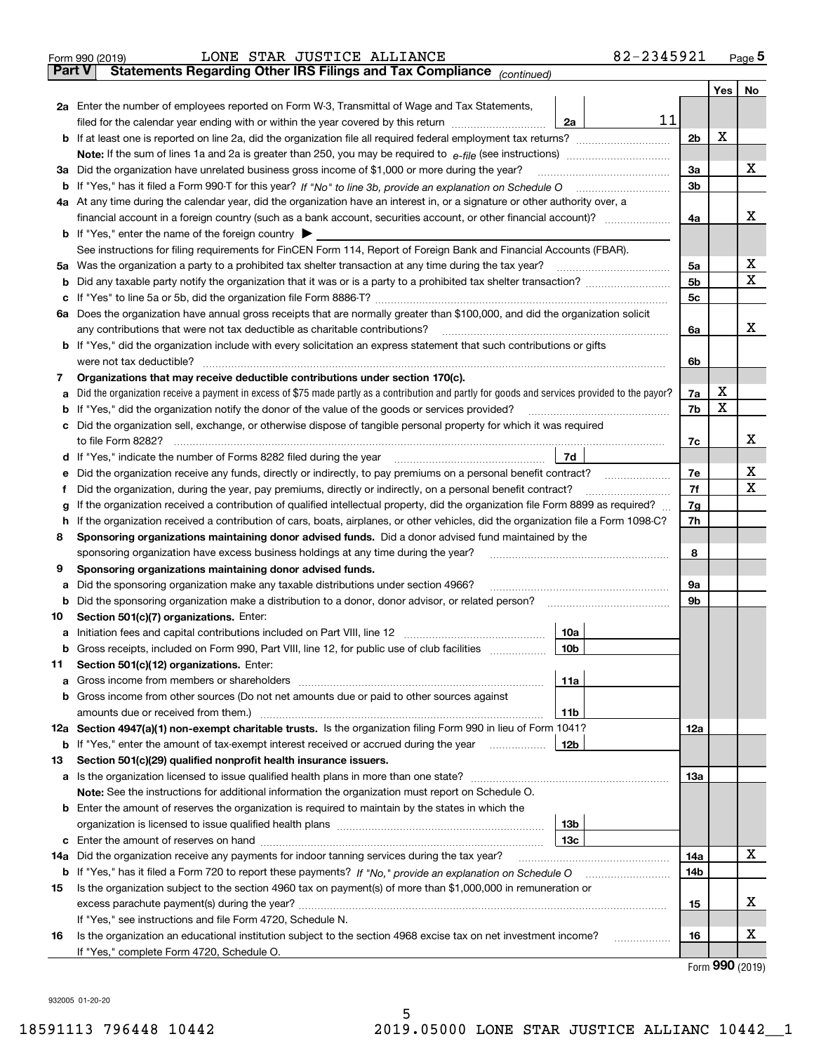Form 990 (2019) LONE STAR JUSTICE ALLIANCE 82-2345921 Page 5

**Part V Statements Regarding Other IRS Filings and Tax Compliance** *(continued)*

| | | | | Yes | No |
|---|---|---|---|---|---|
| **2a** | Enter the number of employees reported on Form W-3, Transmittal of Wage and Tax Statements, filed for the calendar year ending with or within the year covered by this return | 2a | 11 | | |
| **b** | If at least one is reported on line 2a, did the organization file all required federal employment tax returns? | | 2b | X | |
| | **Note:** If the sum of lines 1a and 2a is greater than 250, you may be required to *e-file* (see instructions) | | | | |
| **3a** | Did the organization have unrelated business gross income of $1,000 or more during the year? | | 3a | | X |
| **b** | If "Yes," has it filed a Form 990-T for this year? *If "No" to line 3b, provide an explanation on Schedule O* | | 3b | | |
| **4a** | At any time during the calendar year, did the organization have an interest in, or a signature or other authority over, a financial account in a foreign country (such as a bank account, securities account, or other financial account)? | | 4a | | X |
| **b** | If "Yes," enter the name of the foreign country ▶ | | | | |
| | See instructions for filing requirements for FinCEN Form 114, Report of Foreign Bank and Financial Accounts (FBAR). | | | | |
| **5a** | Was the organization a party to a prohibited tax shelter transaction at any time during the tax year? | | 5a | | X |
| **b** | Did any taxable party notify the organization that it was or is a party to a prohibited tax shelter transaction? | | 5b | | X |
| **c** | If "Yes" to line 5a or 5b, did the organization file Form 8886-T? | | 5c | | |
| **6a** | Does the organization have annual gross receipts that are normally greater than $100,000, and did the organization solicit any contributions that were not tax deductible as charitable contributions? | | 6a | | X |
| **b** | If "Yes," did the organization include with every solicitation an express statement that such contributions or gifts were not tax deductible? | | 6b | | |
| **7** | **Organizations that may receive deductible contributions under section 170(c).** | | | | |
| **a** | Did the organization receive a payment in excess of $75 made partly as a contribution and partly for goods and services provided to the payor? | | 7a | X | |
| **b** | If "Yes," did the organization notify the donor of the value of the goods or services provided? | | 7b | X | |
| **c** | Did the organization sell, exchange, or otherwise dispose of tangible personal property for which it was required to file Form 8282? | | 7c | | X |
| **d** | If "Yes," indicate the number of Forms 8282 filed during the year | 7d | | | |
| **e** | Did the organization receive any funds, directly or indirectly, to pay premiums on a personal benefit contract? | | 7e | | X |
| **f** | Did the organization, during the year, pay premiums, directly or indirectly, on a personal benefit contract? | | 7f | | X |
| **g** | If the organization received a contribution of qualified intellectual property, did the organization file Form 8899 as required? | | 7g | | |
| **h** | If the organization received a contribution of cars, boats, airplanes, or other vehicles, did the organization file a Form 1098-C? | | 7h | | |
| **8** | **Sponsoring organizations maintaining donor advised funds.** Did a donor advised fund maintained by the sponsoring organization have excess business holdings at any time during the year? | | 8 | | |
| **9** | **Sponsoring organizations maintaining donor advised funds.** | | | | |
| **a** | Did the sponsoring organization make any taxable distributions under section 4966? | | 9a | | |
| **b** | Did the sponsoring organization make a distribution to a donor, donor advisor, or related person? | | 9b | | |
| **10** | **Section 501(c)(7) organizations.** Enter: | | | | |
| **a** | Initiation fees and capital contributions included on Part VIII, line 12 | 10a | | | |
| **b** | Gross receipts, included on Form 990, Part VIII, line 12, for public use of club facilities | 10b | | | |
| **11** | **Section 501(c)(12) organizations.** Enter: | | | | |
| **a** | Gross income from members or shareholders | 11a | | | |
| **b** | Gross income from other sources (Do not net amounts due or paid to other sources against amounts due or received from them.) | 11b | | | |
| **12a** | **Section 4947(a)(1) non-exempt charitable trusts.** Is the organization filing Form 990 in lieu of Form 1041? | | 12a | | |
| **b** | If "Yes," enter the amount of tax-exempt interest received or accrued during the year | 12b | | | |
| **13** | **Section 501(c)(29) qualified nonprofit health insurance issuers.** | | | | |
| **a** | Is the organization licensed to issue qualified health plans in more than one state? | | 13a | | |
| | **Note:** See the instructions for additional information the organization must report on Schedule O. | | | | |
| **b** | Enter the amount of reserves the organization is required to maintain by the states in which the organization is licensed to issue qualified health plans | 13b | | | |
| **c** | Enter the amount of reserves on hand | 13c | | | |
| **14a** | Did the organization receive any payments for indoor tanning services during the tax year? | | 14a | | X |
| **b** | If "Yes," has it filed a Form 720 to report these payments? *If "No," provide an explanation on Schedule O* | | 14b | | |
| **15** | Is the organization subject to the section 4960 tax on payment(s) of more than $1,000,000 in remuneration or excess parachute payment(s) during the year? | | 15 | | X |
| | If "Yes," see instructions and file Form 4720, Schedule N. | | | | |
| **16** | Is the organization an educational institution subject to the section 4968 excise tax on net investment income? | | 16 | | X |
| | If "Yes," complete Form 4720, Schedule O. | | | | |

Form **990** (2019)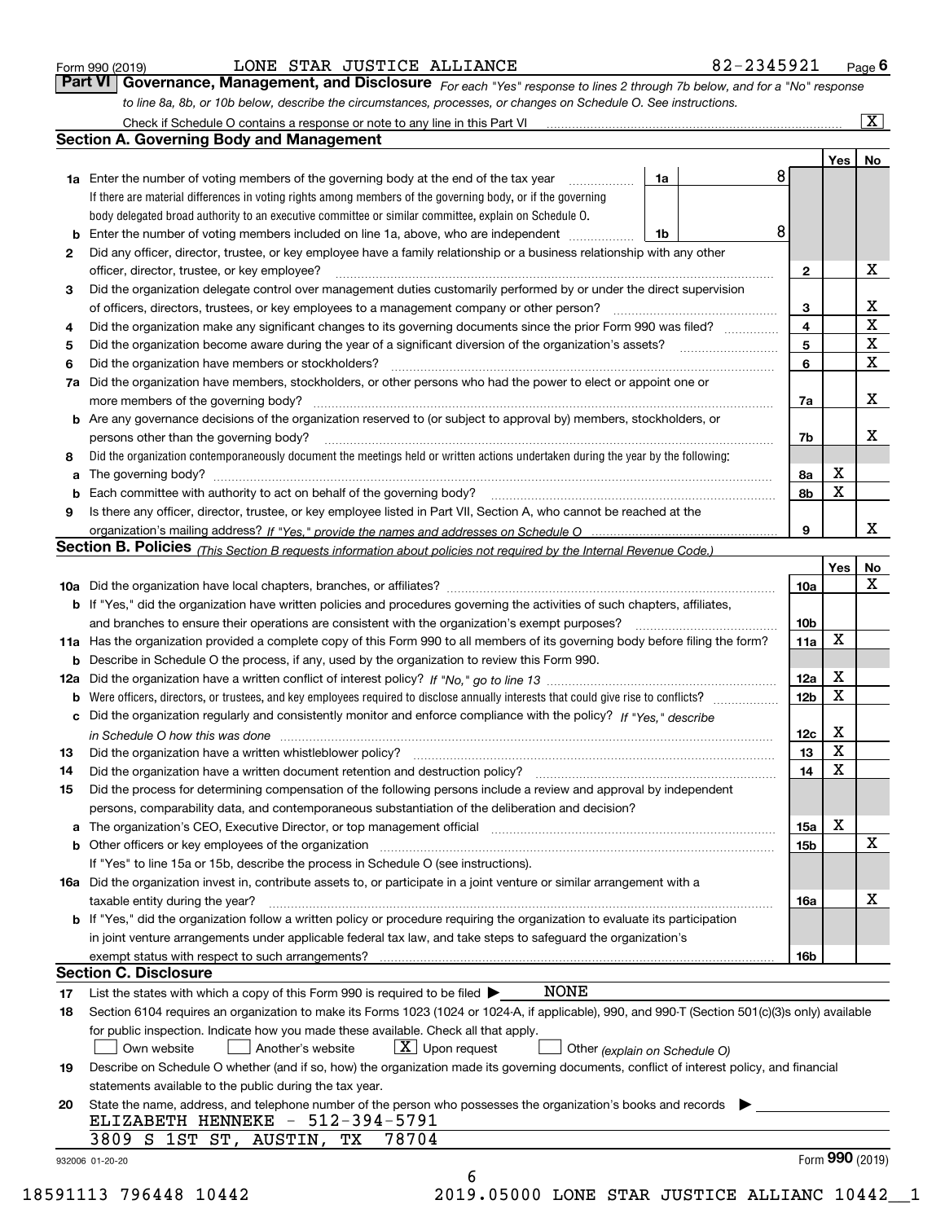Form 990 (2019) LONE STAR JUSTICE ALLIANCE 82-2345921 Page 6

## Part VI Governance, Management, and Disclosure

*For each "Yes" response to lines 2 through 7b below, and for a "No" response to line 8a, 8b, or 10b below, describe the circumstances, processes, or changes on Schedule O. See instructions.*

Check if Schedule O contains a response or note to any line in this Part VI ..... [X]

### Section A. Governing Body and Management

| | | | | Yes | No |
|---|---|---|---|---|---|
| 1a | Enter the number of voting members of the governing body at the end of the tax year — **1a** 8. If there are material differences in voting rights among members of the governing body, or if the governing body delegated broad authority to an executive committee or similar committee, explain on Schedule O. | | | | |
| b | Enter the number of voting members included on line 1a, above, who are independent — **1b** 8 | | | | |
| 2 | Did any officer, director, trustee, or key employee have a family relationship or a business relationship with any other officer, director, trustee, or key employee? | 2 | | | X |
| 3 | Did the organization delegate control over management duties customarily performed by or under the direct supervision of officers, directors, trustees, or key employees to a management company or other person? | 3 | | | X |
| 4 | Did the organization make any significant changes to its governing documents since the prior Form 990 was filed? | 4 | | | X |
| 5 | Did the organization become aware during the year of a significant diversion of the organization's assets? | 5 | | | X |
| 6 | Did the organization have members or stockholders? | 6 | | | X |
| 7a | Did the organization have members, stockholders, or other persons who had the power to elect or appoint one or more members of the governing body? | 7a | | | X |
| b | Are any governance decisions of the organization reserved to (or subject to approval by) members, stockholders, or persons other than the governing body? | 7b | | | X |
| 8 | Did the organization contemporaneously document the meetings held or written actions undertaken during the year by the following: | | | | |
| a | The governing body? | 8a | | X | |
| b | Each committee with authority to act on behalf of the governing body? | 8b | | X | |
| 9 | Is there any officer, director, trustee, or key employee listed in Part VII, Section A, who cannot be reached at the organization's mailing address? *If "Yes," provide the names and addresses on Schedule O* | 9 | | | X |

### Section B. Policies *(This Section B requests information about policies not required by the Internal Revenue Code.)*

| | | | Yes | No |
|---|---|---|---|---|
| 10a | Did the organization have local chapters, branches, or affiliates? | 10a | | X |
| b | If "Yes," did the organization have written policies and procedures governing the activities of such chapters, affiliates, and branches to ensure their operations are consistent with the organization's exempt purposes? | 10b | | |
| 11a | Has the organization provided a complete copy of this Form 990 to all members of its governing body before filing the form? | 11a | X | |
| b | Describe in Schedule O the process, if any, used by the organization to review this Form 990. | | | |
| 12a | Did the organization have a written conflict of interest policy? *If "No," go to line 13* | 12a | X | |
| b | Were officers, directors, or trustees, and key employees required to disclose annually interests that could give rise to conflicts? | 12b | X | |
| c | Did the organization regularly and consistently monitor and enforce compliance with the policy? *If "Yes," describe in Schedule O how this was done* | 12c | X | |
| 13 | Did the organization have a written whistleblower policy? | 13 | X | |
| 14 | Did the organization have a written document retention and destruction policy? | 14 | X | |
| 15 | Did the process for determining compensation of the following persons include a review and approval by independent persons, comparability data, and contemporaneous substantiation of the deliberation and decision? | | | |
| a | The organization's CEO, Executive Director, or top management official | 15a | X | |
| b | Other officers or key employees of the organization | 15b | | X |
| | If "Yes" to line 15a or 15b, describe the process in Schedule O (see instructions). | | | |
| 16a | Did the organization invest in, contribute assets to, or participate in a joint venture or similar arrangement with a taxable entity during the year? | 16a | | X |
| b | If "Yes," did the organization follow a written policy or procedure requiring the organization to evaluate its participation in joint venture arrangements under applicable federal tax law, and take steps to safeguard the organization's exempt status with respect to such arrangements? | 16b | | |

### Section C. Disclosure

17 List the states with which a copy of this Form 990 is required to be filed ▶ NONE

18 Section 6104 requires an organization to make its Forms 1023 (1024 or 1024-A, if applicable), 990, and 990-T (Section 501(c)(3)s only) available for public inspection. Indicate how you made these available. Check all that apply.

[ ] Own website [ ] Another's website [X] Upon request [ ] Other *(explain on Schedule O)*

19 Describe on Schedule O whether (and if so, how) the organization made its governing documents, conflict of interest policy, and financial statements available to the public during the tax year.

20 State the name, address, and telephone number of the person who possesses the organization's books and records ▶

ELIZABETH HENNEKE - 512-394-5791
3809 S 1ST ST, AUSTIN, TX 78704

932006 01-20-20 Form 990 (2019)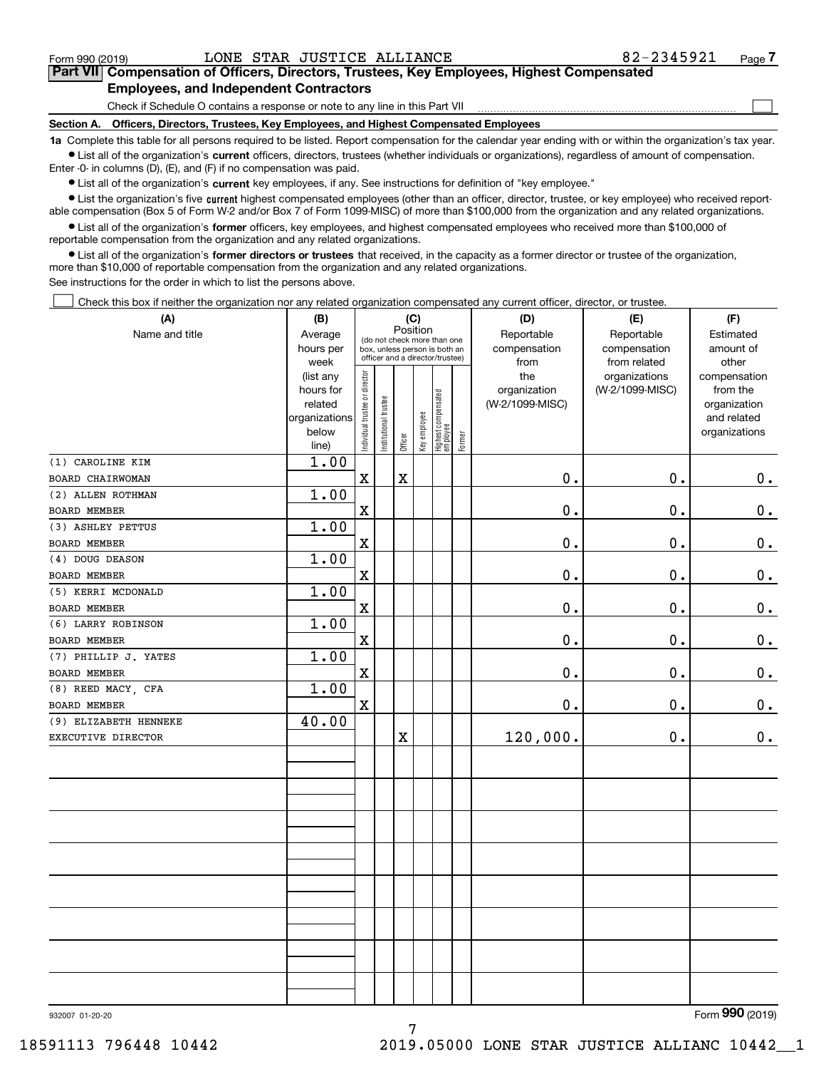Form 990 (2019) LONE STAR JUSTICE ALLIANCE 82-2345921

## Part VII Compensation of Officers, Directors, Trustees, Key Employees, Highest Compensated Employees, and Independent Contractors

Check if Schedule O contains a response or note to any line in this Part VII

### Section A. Officers, Directors, Trustees, Key Employees, and Highest Compensated Employees

**1a** Complete this table for all persons required to be listed. Report compensation for the calendar year ending with or within the organization's tax year.

- List all of the organization's **current** officers, directors, trustees (whether individuals or organizations), regardless of amount of compensation. Enter -0- in columns (D), (E), and (F) if no compensation was paid.
- List all of the organization's **current** key employees, if any. See instructions for definition of "key employee."
- List the organization's five **current** highest compensated employees (other than an officer, director, trustee, or key employee) who received reportable compensation (Box 5 of Form W-2 and/or Box 7 of Form 1099-MISC) of more than $100,000 from the organization and any related organizations.
- List all of the organization's **former** officers, key employees, and highest compensated employees who received more than $100,000 of reportable compensation from the organization and any related organizations.
- List all of the organization's **former directors or trustees** that received, in the capacity as a former director or trustee of the organization, more than $10,000 of reportable compensation from the organization and any related organizations.

See instructions for the order in which to list the persons above.

Check this box if neither the organization nor any related organization compensated any current officer, director, or trustee.

| (A) Name and title | (B) Average hours per week (list any hours for related organizations below line) | (C) Position: Individual trustee or director | Institutional trustee | Officer | Key employee | Highest compensated employee | Former | (D) Reportable compensation from the organization (W-2/1099-MISC) | (E) Reportable compensation from related organizations (W-2/1099-MISC) | (F) Estimated amount of other compensation from the organization and related organizations |
|---|---|---|---|---|---|---|---|---|---|---|
| (1) CAROLINE KIM<br>BOARD CHAIRWOMAN | 1.00 | X | | X | | | | 0. | 0. | 0. |
| (2) ALLEN ROTHMAN<br>BOARD MEMBER | 1.00 | X | | | | | | 0. | 0. | 0. |
| (3) ASHLEY PETTUS<br>BOARD MEMBER | 1.00 | X | | | | | | 0. | 0. | 0. |
| (4) DOUG DEASON<br>BOARD MEMBER | 1.00 | X | | | | | | 0. | 0. | 0. |
| (5) KERRI MCDONALD<br>BOARD MEMBER | 1.00 | X | | | | | | 0. | 0. | 0. |
| (6) LARRY ROBINSON<br>BOARD MEMBER | 1.00 | X | | | | | | 0. | 0. | 0. |
| (7) PHILLIP J. YATES<br>BOARD MEMBER | 1.00 | X | | | | | | 0. | 0. | 0. |
| (8) REED MACY, CFA<br>BOARD MEMBER | 1.00 | X | | | | | | 0. | 0. | 0. |
| (9) ELIZABETH HENNEKE<br>EXECUTIVE DIRECTOR | 40.00 | | | X | | | | 120,000. | 0. | 0. |

932007 01-20-20

Form **990** (2019)

18591113 796448 10442 2019.05000 LONE STAR JUSTICE ALLIANC 10442__1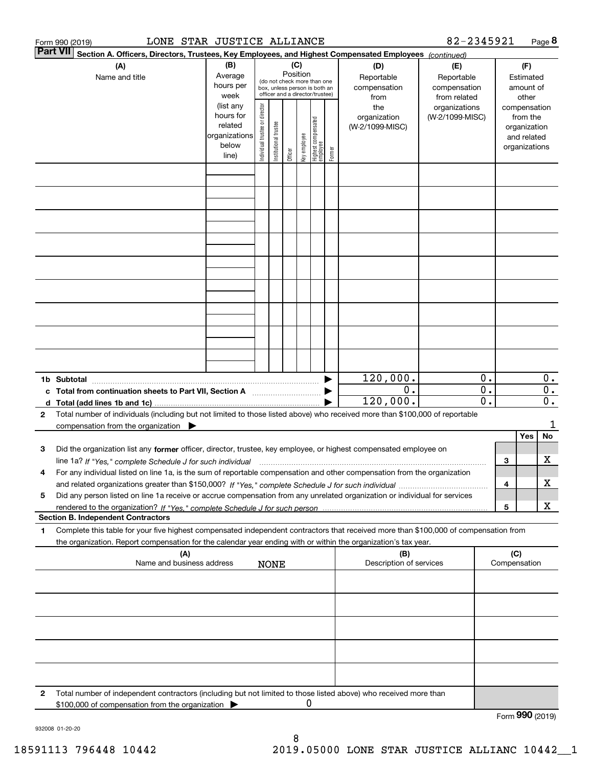Form 990 (2019) LONE STAR JUSTICE ALLIANCE 82-2345921

**Part VII** **Section A. Officers, Directors, Trustees, Key Employees, and Highest Compensated Employees** *(continued)*

| (A) Name and title | (B) Average hours per week (list any hours for related organizations below line) | (C) Position (do not check more than one box, unless person is both an officer and a director/trustee): Individual trustee or director | Institutional trustee | Officer | Key employee | Highest compensated employee | Former | (D) Reportable compensation from the organization (W-2/1099-MISC) | (E) Reportable compensation from related organizations (W-2/1099-MISC) | (F) Estimated amount of other compensation from the organization and related organizations |
|---|---|---|---|---|---|---|---|---|---|---|
| | | | | | | | | | | |
| | | | | | | | | | | |
| | | | | | | | | | | |
| | | | | | | | | | | |
| | | | | | | | | | | |
| | | | | | | | | | | |
| | | | | | | | | | | |
| | | | | | | | | | | |
| | | | | | | | | | | |
| **1b Subtotal** | | | | | | | ▶ | 120,000. | 0. | 0. |
| **c Total from continuation sheets to Part VII, Section A** | | | | | | | ▶ | 0. | 0. | 0. |
| **d Total (add lines 1b and 1c)** | | | | | | | ▶ | 120,000. | 0. | 0. |

**2** Total number of individuals (including but not limited to those listed above) who received more than $100,000 of reportable compensation from the organization ▶ 1

| | | | Yes | No |
|---|---|---|---|---|
| **3** | Did the organization list any **former** officer, director, trustee, key employee, or highest compensated employee on line 1a? *If "Yes," complete Schedule J for such individual* | 3 | | X |
| **4** | For any individual listed on line 1a, is the sum of reportable compensation and other compensation from the organization and related organizations greater than $150,000? *If "Yes," complete Schedule J for such individual* | 4 | | X |
| **5** | Did any person listed on line 1a receive or accrue compensation from any unrelated organization or individual for services rendered to the organization? *If "Yes," complete Schedule J for such person* | 5 | | X |

**Section B. Independent Contractors**

**1** Complete this table for your five highest compensated independent contractors that received more than $100,000 of compensation from the organization. Report compensation for the calendar year ending with or within the organization's tax year.

| (A) Name and business address NONE | (B) Description of services | (C) Compensation |
|---|---|---|
| | | |
| | | |
| | | |
| | | |
| | | |

**2** Total number of independent contractors (including but not limited to those listed above) who received more than $100,000 of compensation from the organization ▶ 0

Form **990** (2019)

932008 01-20-20

18591113 796448 10442 2019.05000 LONE STAR JUSTICE ALLIANC 10442__1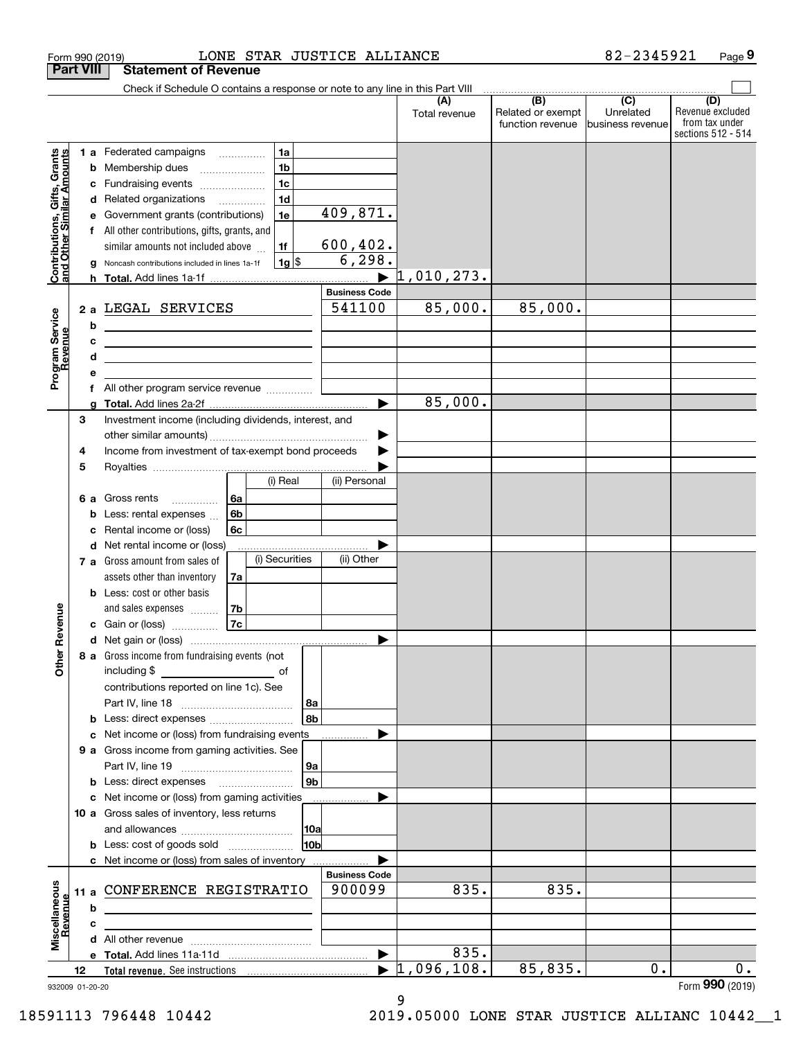Form 990 (2019) LONE STAR JUSTICE ALLIANCE 82-2345921 Page 9

**Part VIII Statement of Revenue**

Check if Schedule O contains a response or note to any line in this Part VIII

| | | | | (A) Total revenue | (B) Related or exempt function revenue | (C) Unrelated business revenue | (D) Revenue excluded from tax under sections 512 - 514 |
|---|---|---|---|---|---|---|---|
| **Contributions, Gifts, Grants and Other Similar Amounts** | 1 a Federated campaigns | 1a | | | | | |
| | b Membership dues | 1b | | | | | |
| | c Fundraising events | 1c | | | | | |
| | d Related organizations | 1d | | | | | |
| | e Government grants (contributions) | 1e | 409,871. | | | | |
| | f All other contributions, gifts, grants, and similar amounts not included above | 1f | 600,402. | | | | |
| | g Noncash contributions included in lines 1a-1f | 1g $ | 6,298. | | | | |
| | h **Total.** Add lines 1a-1f | | | 1,010,273. | | | |
| **Program Service Revenue** | | | **Business Code** | | | | |
| | 2 a LEGAL SERVICES | | 541100 | 85,000. | 85,000. | | |
| | b | | | | | | |
| | c | | | | | | |
| | d | | | | | | |
| | e | | | | | | |
| | f All other program service revenue | | | | | | |
| | g **Total.** Add lines 2a-2f | | | 85,000. | | | |
| **Other Revenue** | 3 Investment income (including dividends, interest, and other similar amounts) | | | | | | |
| | 4 Income from investment of tax-exempt bond proceeds | | | | | | |
| | 5 Royalties | | | | | | |
| | | (i) Real | (ii) Personal | | | | |
| | 6 a Gross rents | 6a | | | | | |
| | b Less: rental expenses | 6b | | | | | |
| | c Rental income or (loss) | 6c | | | | | |
| | d Net rental income or (loss) | | | | | | |
| | | (i) Securities | (ii) Other | | | | |
| | 7 a Gross amount from sales of assets other than inventory | 7a | | | | | |
| | b Less: cost or other basis and sales expenses | 7b | | | | | |
| | c Gain or (loss) | 7c | | | | | |
| | d Net gain or (loss) | | | | | | |
| | 8 a Gross income from fundraising events (not including $ of contributions reported on line 1c). See Part IV, line 18 | 8a | | | | | |
| | b Less: direct expenses | 8b | | | | | |
| | c Net income or (loss) from fundraising events | | | | | | |
| | 9 a Gross income from gaming activities. See Part IV, line 19 | 9a | | | | | |
| | b Less: direct expenses | 9b | | | | | |
| | c Net income or (loss) from gaming activities | | | | | | |
| | 10 a Gross sales of inventory, less returns and allowances | 10a | | | | | |
| | b Less: cost of goods sold | 10b | | | | | |
| | c Net income or (loss) from sales of inventory | | | | | | |
| **Miscellaneous Revenue** | | | **Business Code** | | | | |
| | 11 a CONFERENCE REGISTRATIO | | 900099 | 835. | 835. | | |
| | b | | | | | | |
| | c | | | | | | |
| | d All other revenue | | | | | | |
| | e **Total.** Add lines 11a-11d | | | 835. | | | |
| | 12 **Total revenue.** See instructions | | | 1,096,108. | 85,835. | 0. | 0. |

932009 01-20-20 Form **990** (2019)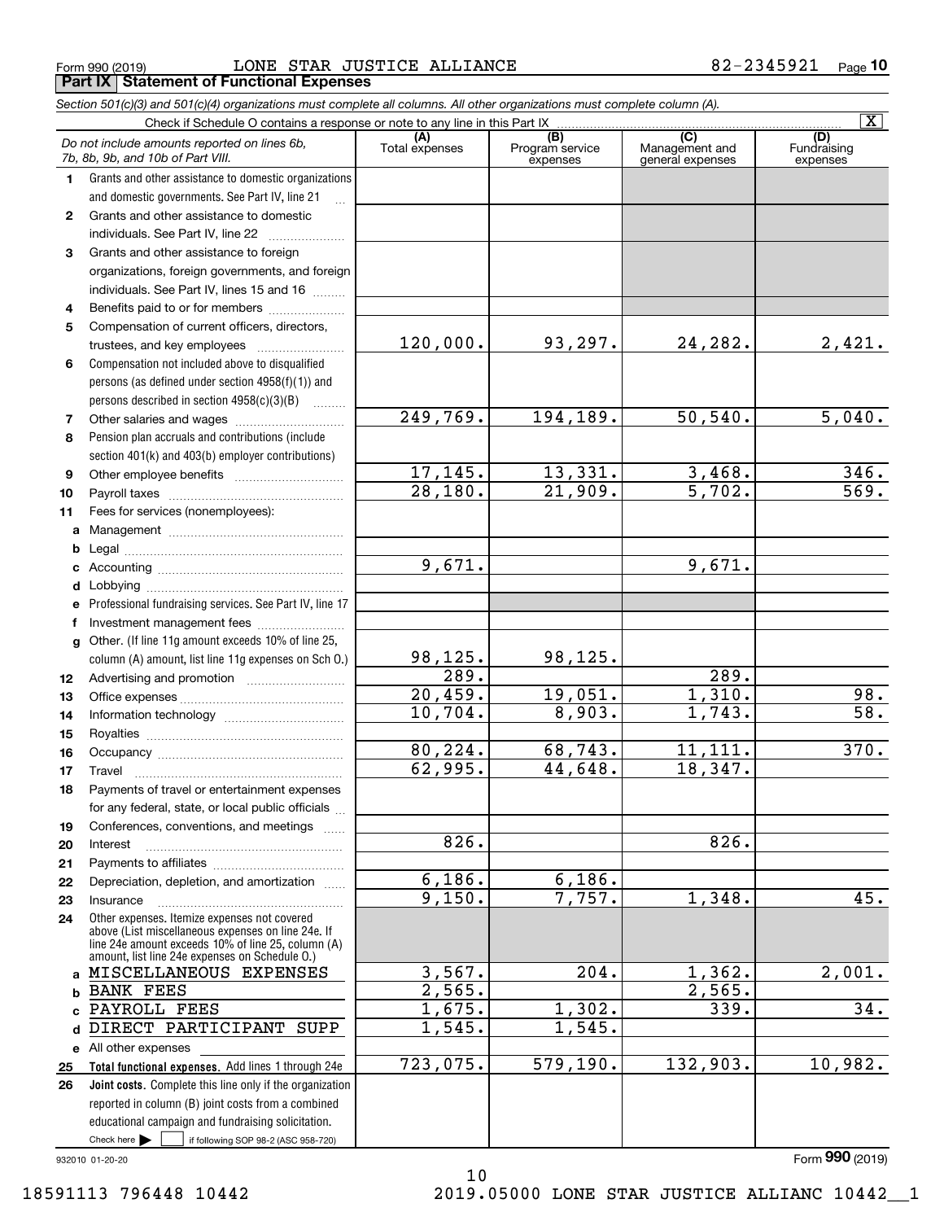Form 990 (2019) LONE STAR JUSTICE ALLIANCE 82-2345921 Page **10**

**Part IX Statement of Functional Expenses**

*Section 501(c)(3) and 501(c)(4) organizations must complete all columns. All other organizations must complete column (A).*

Check if Schedule O contains a response or note to any line in this Part IX [X]

| | *Do not include amounts reported on lines 6b, 7b, 8b, 9b, and 10b of Part VIII.* | (A) Total expenses | (B) Program service expenses | (C) Management and general expenses | (D) Fundraising expenses |
|---|---|---|---|---|---|
| 1 | Grants and other assistance to domestic organizations and domestic governments. See Part IV, line 21 | | | | |
| 2 | Grants and other assistance to domestic individuals. See Part IV, line 22 | | | | |
| 3 | Grants and other assistance to foreign organizations, foreign governments, and foreign individuals. See Part IV, lines 15 and 16 | | | | |
| 4 | Benefits paid to or for members | | | | |
| 5 | Compensation of current officers, directors, trustees, and key employees | 120,000. | 93,297. | 24,282. | 2,421. |
| 6 | Compensation not included above to disqualified persons (as defined under section 4958(f)(1)) and persons described in section 4958(c)(3)(B) | | | | |
| 7 | Other salaries and wages | 249,769. | 194,189. | 50,540. | 5,040. |
| 8 | Pension plan accruals and contributions (include section 401(k) and 403(b) employer contributions) | | | | |
| 9 | Other employee benefits | 17,145. | 13,331. | 3,468. | 346. |
| 10 | Payroll taxes | 28,180. | 21,909. | 5,702. | 569. |
| 11 | Fees for services (nonemployees): | | | | |
| a | Management | | | | |
| b | Legal | | | | |
| c | Accounting | 9,671. | | 9,671. | |
| d | Lobbying | | | | |
| e | Professional fundraising services. See Part IV, line 17 | | | | |
| f | Investment management fees | | | | |
| g | Other. (If line 11g amount exceeds 10% of line 25, column (A) amount, list line 11g expenses on Sch O.) | 98,125. | 98,125. | | |
| 12 | Advertising and promotion | 289. | | 289. | |
| 13 | Office expenses | 20,459. | 19,051. | 1,310. | 98. |
| 14 | Information technology | 10,704. | 8,903. | 1,743. | 58. |
| 15 | Royalties | | | | |
| 16 | Occupancy | 80,224. | 68,743. | 11,111. | 370. |
| 17 | Travel | 62,995. | 44,648. | 18,347. | |
| 18 | Payments of travel or entertainment expenses for any federal, state, or local public officials | | | | |
| 19 | Conferences, conventions, and meetings | | | | |
| 20 | Interest | 826. | | 826. | |
| 21 | Payments to affiliates | | | | |
| 22 | Depreciation, depletion, and amortization | 6,186. | 6,186. | | |
| 23 | Insurance | 9,150. | 7,757. | 1,348. | 45. |
| 24 | Other expenses. Itemize expenses not covered above (List miscellaneous expenses on line 24e. If line 24e amount exceeds 10% of line 25, column (A) amount, list line 24e expenses on Schedule O.) | | | | |
| a | MISCELLANEOUS EXPENSES | 3,567. | 204. | 1,362. | 2,001. |
| b | BANK FEES | 2,565. | | 2,565. | |
| c | PAYROLL FEES | 1,675. | 1,302. | 339. | 34. |
| d | DIRECT PARTICIPANT SUPP | 1,545. | 1,545. | | |
| e | All other expenses | | | | |
| 25 | **Total functional expenses.** Add lines 1 through 24e | 723,075. | 579,190. | 132,903. | 10,982. |
| 26 | **Joint costs.** Complete this line only if the organization reported in column (B) joint costs from a combined educational campaign and fundraising solicitation. Check here [ ] if following SOP 98-2 (ASC 958-720) | | | | |

932010 01-20-20 Form **990** (2019)

18591113 796448 10442 2019.05000 LONE STAR JUSTICE ALLIANC 10442__1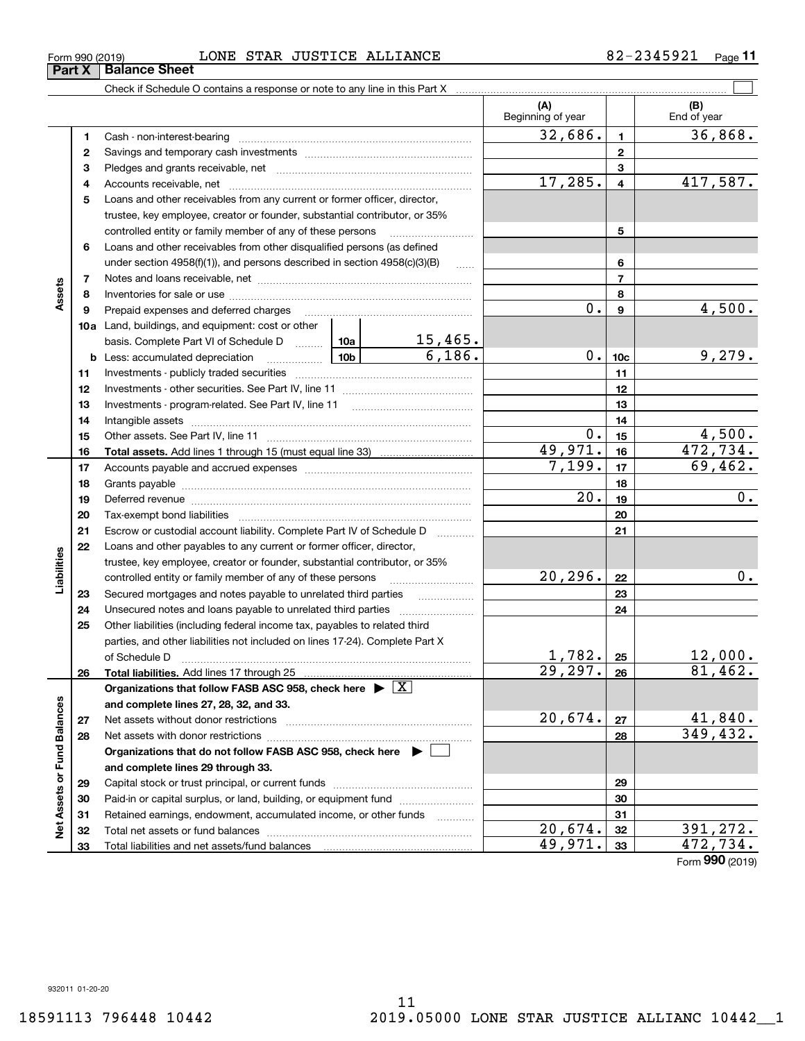Form 990 (2019) LONE STAR JUSTICE ALLIANCE 82-2345921

## Part X Balance Sheet

Check if Schedule O contains a response or note to any line in this Part X

| | | | (A) Beginning of year | | (B) End of year |
|---|---|---|---|---|---|
| Assets | 1 | Cash - non-interest-bearing | 32,686. | 1 | 36,868. |
| | 2 | Savings and temporary cash investments | | 2 | |
| | 3 | Pledges and grants receivable, net | | 3 | |
| | 4 | Accounts receivable, net | 17,285. | 4 | 417,587. |
| | 5 | Loans and other receivables from any current or former officer, director, trustee, key employee, creator or founder, substantial contributor, or 35% controlled entity or family member of any of these persons | | 5 | |
| | 6 | Loans and other receivables from other disqualified persons (as defined under section 4958(f)(1)), and persons described in section 4958(c)(3)(B) | | 6 | |
| | 7 | Notes and loans receivable, net | | 7 | |
| | 8 | Inventories for sale or use | | 8 | |
| | 9 | Prepaid expenses and deferred charges | 0. | 9 | 4,500. |
| | 10a | Land, buildings, and equipment: cost or other basis. Complete Part VI of Schedule D — 10a: 15,465. | | | |
| | b | Less: accumulated depreciation — 10b: 6,186. | 0. | 10c | 9,279. |
| | 11 | Investments - publicly traded securities | | 11 | |
| | 12 | Investments - other securities. See Part IV, line 11 | | 12 | |
| | 13 | Investments - program-related. See Part IV, line 11 | | 13 | |
| | 14 | Intangible assets | | 14 | |
| | 15 | Other assets. See Part IV, line 11 | 0. | 15 | 4,500. |
| | 16 | **Total assets.** Add lines 1 through 15 (must equal line 33) | 49,971. | 16 | 472,734. |
| Liabilities | 17 | Accounts payable and accrued expenses | 7,199. | 17 | 69,462. |
| | 18 | Grants payable | | 18 | |
| | 19 | Deferred revenue | 20. | 19 | 0. |
| | 20 | Tax-exempt bond liabilities | | 20 | |
| | 21 | Escrow or custodial account liability. Complete Part IV of Schedule D | | 21 | |
| | 22 | Loans and other payables to any current or former officer, director, trustee, key employee, creator or founder, substantial contributor, or 35% controlled entity or family member of any of these persons | 20,296. | 22 | 0. |
| | 23 | Secured mortgages and notes payable to unrelated third parties | | 23 | |
| | 24 | Unsecured notes and loans payable to unrelated third parties | | 24 | |
| | 25 | Other liabilities (including federal income tax, payables to related third parties, and other liabilities not included on lines 17-24). Complete Part X of Schedule D | 1,782. | 25 | 12,000. |
| | 26 | **Total liabilities.** Add lines 17 through 25 | 29,297. | 26 | 81,462. |
| Net Assets or Fund Balances | | **Organizations that follow FASB ASC 958, check here ▶ [X] and complete lines 27, 28, 32, and 33.** | | | |
| | 27 | Net assets without donor restrictions | 20,674. | 27 | 41,840. |
| | 28 | Net assets with donor restrictions | | 28 | 349,432. |
| | | **Organizations that do not follow FASB ASC 958, check here ▶ [ ] and complete lines 29 through 33.** | | | |
| | 29 | Capital stock or trust principal, or current funds | | 29 | |
| | 30 | Paid-in or capital surplus, or land, building, or equipment fund | | 30 | |
| | 31 | Retained earnings, endowment, accumulated income, or other funds | | 31 | |
| | 32 | Total net assets or fund balances | 20,674. | 32 | 391,272. |
| | 33 | Total liabilities and net assets/fund balances | 49,971. | 33 | 472,734. |

Form **990** (2019)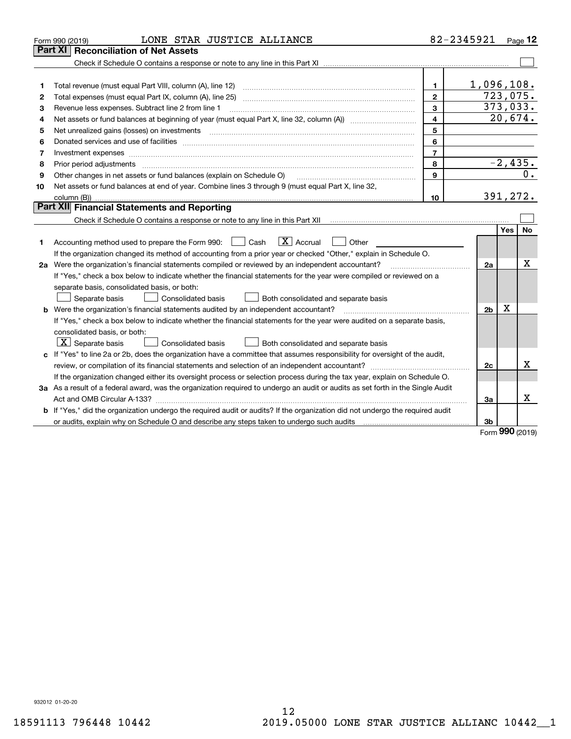Form 990 (2019) LONE STAR JUSTICE ALLIANCE 82-2345921 Page 12

## Part XI Reconciliation of Net Assets

Check if Schedule O contains a response or note to any line in this Part XI ☐

| | | | |
|---|---|---|---|
| 1 | Total revenue (must equal Part VIII, column (A), line 12) | 1 | 1,096,108. |
| 2 | Total expenses (must equal Part IX, column (A), line 25) | 2 | 723,075. |
| 3 | Revenue less expenses. Subtract line 2 from line 1 | 3 | 373,033. |
| 4 | Net assets or fund balances at beginning of year (must equal Part X, line 32, column (A)) | 4 | 20,674. |
| 5 | Net unrealized gains (losses) on investments | 5 | |
| 6 | Donated services and use of facilities | 6 | |
| 7 | Investment expenses | 7 | |
| 8 | Prior period adjustments | 8 | -2,435. |
| 9 | Other changes in net assets or fund balances (explain on Schedule O) | 9 | 0. |
| 10 | Net assets or fund balances at end of year. Combine lines 3 through 9 (must equal Part X, line 32, column (B)) | 10 | 391,272. |

## Part XII Financial Statements and Reporting

Check if Schedule O contains a response or note to any line in this Part XII ☐

| | | | Yes | No |
|---|---|---|---|---|
| 1 | Accounting method used to prepare the Form 990: ☐ Cash ☒ Accrual ☐ Other<br>If the organization changed its method of accounting from a prior year or checked "Other," explain in Schedule O. | | | |
| 2a | Were the organization's financial statements compiled or reviewed by an independent accountant? | 2a | | X |
| | If "Yes," check a box below to indicate whether the financial statements for the year were compiled or reviewed on a separate basis, consolidated basis, or both:<br>☐ Separate basis ☐ Consolidated basis ☐ Both consolidated and separate basis | | | |
| b | Were the organization's financial statements audited by an independent accountant? | 2b | X | |
| | If "Yes," check a box below to indicate whether the financial statements for the year were audited on a separate basis, consolidated basis, or both:<br>☒ Separate basis ☐ Consolidated basis ☐ Both consolidated and separate basis | | | |
| c | If "Yes" to line 2a or 2b, does the organization have a committee that assumes responsibility for oversight of the audit, review, or compilation of its financial statements and selection of an independent accountant? | 2c | | X |
| | If the organization changed either its oversight process or selection process during the tax year, explain on Schedule O. | | | |
| 3a | As a result of a federal award, was the organization required to undergo an audit or audits as set forth in the Single Audit Act and OMB Circular A-133? | 3a | | X |
| b | If "Yes," did the organization undergo the required audit or audits? If the organization did not undergo the required audit or audits, explain why on Schedule O and describe any steps taken to undergo such audits | 3b | | |

Form 990 (2019)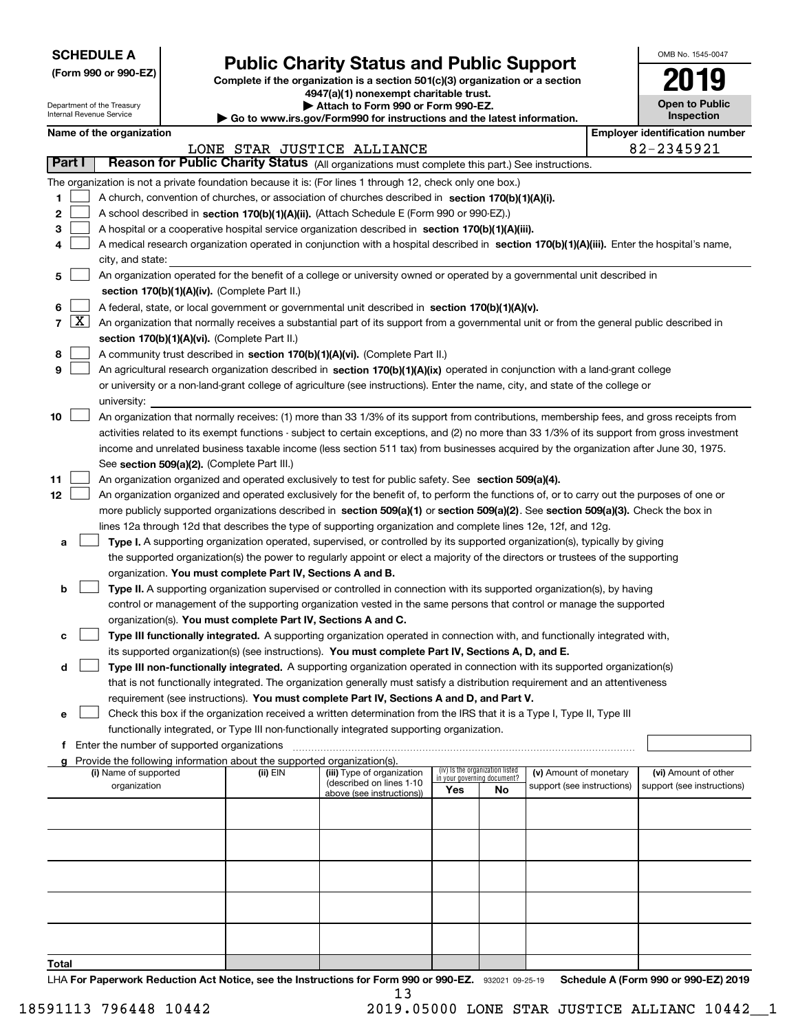**SCHEDULE A**
**(Form 990 or 990-EZ)**

Department of the Treasury
Internal Revenue Service

# Public Charity Status and Public Support

**Complete if the organization is a section 501(c)(3) organization or a section 4947(a)(1) nonexempt charitable trust.**
**▶ Attach to Form 990 or Form 990-EZ.**
**▶ Go to www.irs.gov/Form990 for instructions and the latest information.**

OMB No. 1545-0047
**2019**
**Open to Public Inspection**

**Name of the organization:** LONE STAR JUSTICE ALLIANCE
**Employer identification number:** 82-2345921

## Part I — Reason for Public Charity Status (All organizations must complete this part.) See instructions.

The organization is not a private foundation because it is: (For lines 1 through 12, check only one box.)

1. ☐ A church, convention of churches, or association of churches described in **section 170(b)(1)(A)(i).**
2. ☐ A school described in **section 170(b)(1)(A)(ii).** (Attach Schedule E (Form 990 or 990-EZ).)
3. ☐ A hospital or a cooperative hospital service organization described in **section 170(b)(1)(A)(iii).**
4. ☐ A medical research organization operated in conjunction with a hospital described in **section 170(b)(1)(A)(iii).** Enter the hospital's name, city, and state:
5. ☐ An organization operated for the benefit of a college or university owned or operated by a governmental unit described in **section 170(b)(1)(A)(iv).** (Complete Part II.)
6. ☐ A federal, state, or local government or governmental unit described in **section 170(b)(1)(A)(v).**
7. ☒ An organization that normally receives a substantial part of its support from a governmental unit or from the general public described in **section 170(b)(1)(A)(vi).** (Complete Part II.)
8. ☐ A community trust described in **section 170(b)(1)(A)(vi).** (Complete Part II.)
9. ☐ An agricultural research organization described in **section 170(b)(1)(A)(ix)** operated in conjunction with a land-grant college or university or a non-land-grant college of agriculture (see instructions). Enter the name, city, and state of the college or university:
10. ☐ An organization that normally receives: (1) more than 33 1/3% of its support from contributions, membership fees, and gross receipts from activities related to its exempt functions - subject to certain exceptions, and (2) no more than 33 1/3% of its support from gross investment income and unrelated business taxable income (less section 511 tax) from businesses acquired by the organization after June 30, 1975. See **section 509(a)(2).** (Complete Part III.)
11. ☐ An organization organized and operated exclusively to test for public safety. See **section 509(a)(4).**
12. ☐ An organization organized and operated exclusively for the benefit of, to perform the functions of, or to carry out the purposes of one or more publicly supported organizations described in **section 509(a)(1)** or **section 509(a)(2).** See **section 509(a)(3).** Check the box in lines 12a through 12d that describes the type of supporting organization and complete lines 12e, 12f, and 12g.
   - **a** ☐ **Type I.** A supporting organization operated, supervised, or controlled by its supported organization(s), typically by giving the supported organization(s) the power to regularly appoint or elect a majority of the directors or trustees of the supporting organization. **You must complete Part IV, Sections A and B.**
   - **b** ☐ **Type II.** A supporting organization supervised or controlled in connection with its supported organization(s), by having control or management of the supporting organization vested in the same persons that control or manage the supported organization(s). **You must complete Part IV, Sections A and C.**
   - **c** ☐ **Type III functionally integrated.** A supporting organization operated in connection with, and functionally integrated with, its supported organization(s) (see instructions). **You must complete Part IV, Sections A, D, and E.**
   - **d** ☐ **Type III non-functionally integrated.** A supporting organization operated in connection with its supported organization(s) that is not functionally integrated. The organization generally must satisfy a distribution requirement and an attentiveness requirement (see instructions). **You must complete Part IV, Sections A and D, and Part V.**
   - **e** ☐ Check this box if the organization received a written determination from the IRS that it is a Type I, Type II, Type III functionally integrated, or Type III non-functionally integrated supporting organization.
   - **f** Enter the number of supported organizations
   - **g** Provide the following information about the supported organization(s).

| (i) Name of supported organization | (ii) EIN | (iii) Type of organization (described on lines 1-10 above (see instructions)) | (iv) Is the organization listed in your governing document? Yes | No | (v) Amount of monetary support (see instructions) | (vi) Amount of other support (see instructions) |
|---|---|---|---|---|---|---|
| | | | | | | |
| | | | | | | |
| | | | | | | |
| | | | | | | |
| | | | | | | |
| **Total** | | | | | | |

LHA **For Paperwork Reduction Act Notice, see the Instructions for Form 990 or 990-EZ.** 932021 09-25-19 **Schedule A (Form 990 or 990-EZ) 2019**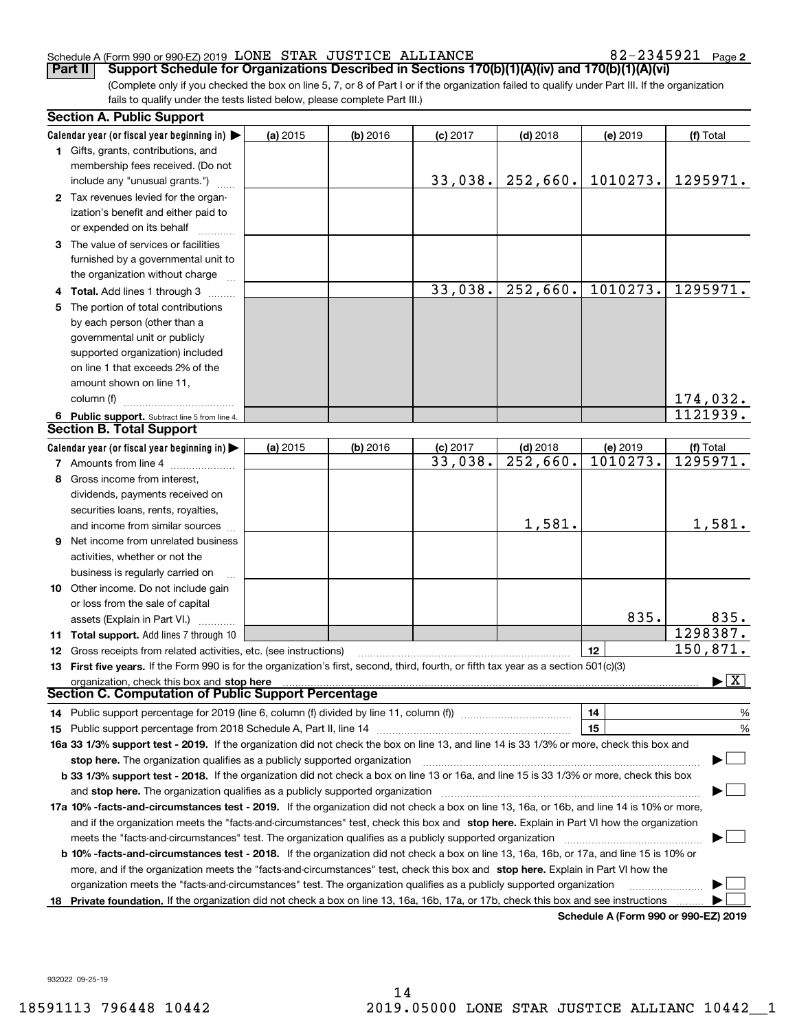Schedule A (Form 990 or 990-EZ) 2019 LONE STAR JUSTICE ALLIANCE 82-2345921 Page 2

**Part II Support Schedule for Organizations Described in Sections 170(b)(1)(A)(iv) and 170(b)(1)(A)(vi)**

(Complete only if you checked the box on line 5, 7, or 8 of Part I or if the organization failed to qualify under Part III. If the organization fails to qualify under the tests listed below, please complete Part III.)

## Section A. Public Support

| Calendar year (or fiscal year beginning in) ▶ | (a) 2015 | (b) 2016 | (c) 2017 | (d) 2018 | (e) 2019 | (f) Total |
|---|---|---|---|---|---|---|
| **1** Gifts, grants, contributions, and membership fees received. (Do not include any "unusual grants.") | | | 33,038. | 252,660. | 1010273. | 1295971. |
| **2** Tax revenues levied for the organization's benefit and either paid to or expended on its behalf | | | | | | |
| **3** The value of services or facilities furnished by a governmental unit to the organization without charge | | | | | | |
| **4 Total.** Add lines 1 through 3 | | | 33,038. | 252,660. | 1010273. | 1295971. |
| **5** The portion of total contributions by each person (other than a governmental unit or publicly supported organization) included on line 1 that exceeds 2% of the amount shown on line 11, column (f) | | | | | | 174,032. |
| **6 Public support.** Subtract line 5 from line 4. | | | | | | 1121939. |

## Section B. Total Support

| Calendar year (or fiscal year beginning in) ▶ | (a) 2015 | (b) 2016 | (c) 2017 | (d) 2018 | (e) 2019 | (f) Total |
|---|---|---|---|---|---|---|
| **7** Amounts from line 4 | | | 33,038. | 252,660. | 1010273. | 1295971. |
| **8** Gross income from interest, dividends, payments received on securities loans, rents, royalties, and income from similar sources | | | | 1,581. | | 1,581. |
| **9** Net income from unrelated business activities, whether or not the business is regularly carried on | | | | | | |
| **10** Other income. Do not include gain or loss from the sale of capital assets (Explain in Part VI.) | | | | | 835. | 835. |
| **11 Total support.** Add lines 7 through 10 | | | | | | 1298387. |
| **12** Gross receipts from related activities, etc. (see instructions) | | | | | 12 | 150,871. |

**13 First five years.** If the Form 990 is for the organization's first, second, third, fourth, or fifth tax year as a section 501(c)(3) organization, check this box and **stop here** ▶ [X]

## Section C. Computation of Public Support Percentage

**14** Public support percentage for 2019 (line 6, column (f) divided by line 11, column (f)) **14** %

**15** Public support percentage from 2018 Schedule A, Part II, line 14 **15** %

**16a 33 1/3% support test - 2019.** If the organization did not check the box on line 13, and line 14 is 33 1/3% or more, check this box and **stop here.** The organization qualifies as a publicly supported organization ▶ [ ]

**b 33 1/3% support test - 2018.** If the organization did not check a box on line 13 or 16a, and line 15 is 33 1/3% or more, check this box and **stop here.** The organization qualifies as a publicly supported organization ▶ [ ]

**17a 10% -facts-and-circumstances test - 2019.** If the organization did not check a box on line 13, 16a, or 16b, and line 14 is 10% or more, and if the organization meets the "facts-and-circumstances" test, check this box and **stop here.** Explain in Part VI how the organization meets the "facts-and-circumstances" test. The organization qualifies as a publicly supported organization ▶ [ ]

**b 10% -facts-and-circumstances test - 2018.** If the organization did not check a box on line 13, 16a, 16b, or 17a, and line 15 is 10% or more, and if the organization meets the "facts-and-circumstances" test, check this box and **stop here.** Explain in Part VI how the organization meets the "facts-and-circumstances" test. The organization qualifies as a publicly supported organization ▶ [ ]

**18 Private foundation.** If the organization did not check a box on line 13, 16a, 16b, 17a, or 17b, check this box and see instructions ▶ [ ]

**Schedule A (Form 990 or 990-EZ) 2019**

932022 09-25-19

18591113 796448 10442 2019.05000 LONE STAR JUSTICE ALLIANC 10442__1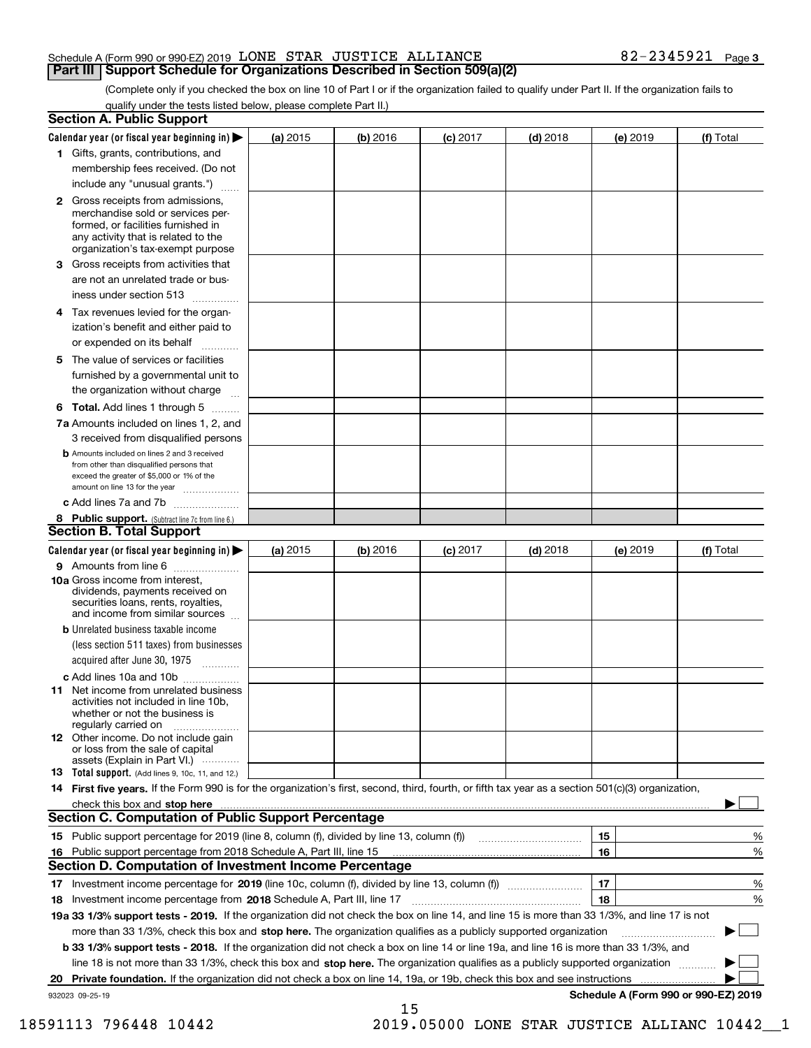Schedule A (Form 990 or 990-EZ) 2019 LONE STAR JUSTICE ALLIANCE 82-2345921 Page 3

## Part III Support Schedule for Organizations Described in Section 509(a)(2)

(Complete only if you checked the box on line 10 of Part I or if the organization failed to qualify under Part II. If the organization fails to qualify under the tests listed below, please complete Part II.)

### Section A. Public Support

| Calendar year (or fiscal year beginning in) ▶ | (a) 2015 | (b) 2016 | (c) 2017 | (d) 2018 | (e) 2019 | (f) Total |
|---|---|---|---|---|---|---|
| 1 Gifts, grants, contributions, and membership fees received. (Do not include any "unusual grants.") | | | | | | |
| 2 Gross receipts from admissions, merchandise sold or services performed, or facilities furnished in any activity that is related to the organization's tax-exempt purpose | | | | | | |
| 3 Gross receipts from activities that are not an unrelated trade or business under section 513 | | | | | | |
| 4 Tax revenues levied for the organization's benefit and either paid to or expended on its behalf | | | | | | |
| 5 The value of services or facilities furnished by a governmental unit to the organization without charge | | | | | | |
| 6 Total. Add lines 1 through 5 | | | | | | |
| 7a Amounts included on lines 1, 2, and 3 received from disqualified persons | | | | | | |
| b Amounts included on lines 2 and 3 received from other than disqualified persons that exceed the greater of $5,000 or 1% of the amount on line 13 for the year | | | | | | |
| c Add lines 7a and 7b | | | | | | |
| 8 Public support. (Subtract line 7c from line 6.) | | | | | | |

### Section B. Total Support

| Calendar year (or fiscal year beginning in) ▶ | (a) 2015 | (b) 2016 | (c) 2017 | (d) 2018 | (e) 2019 | (f) Total |
|---|---|---|---|---|---|---|
| 9 Amounts from line 6 | | | | | | |
| 10a Gross income from interest, dividends, payments received on securities loans, rents, royalties, and income from similar sources | | | | | | |
| b Unrelated business taxable income (less section 511 taxes) from businesses acquired after June 30, 1975 | | | | | | |
| c Add lines 10a and 10b | | | | | | |
| 11 Net income from unrelated business activities not included in line 10b, whether or not the business is regularly carried on | | | | | | |
| 12 Other income. Do not include gain or loss from the sale of capital assets (Explain in Part VI.) | | | | | | |
| 13 Total support. (Add lines 9, 10c, 11, and 12.) | | | | | | |

14 **First five years.** If the Form 990 is for the organization's first, second, third, fourth, or fifth tax year as a section 501(c)(3) organization, check this box and **stop here** ▶ ☐

### Section C. Computation of Public Support Percentage

| | | |
|---|---|---|
| 15 Public support percentage for 2019 (line 8, column (f), divided by line 13, column (f)) | 15 | % |
| 16 Public support percentage from 2018 Schedule A, Part III, line 15 | 16 | % |

### Section D. Computation of Investment Income Percentage

| | | |
|---|---|---|
| 17 Investment income percentage for **2019** (line 10c, column (f), divided by line 13, column (f)) | 17 | % |
| 18 Investment income percentage from **2018** Schedule A, Part III, line 17 | 18 | % |

**19a 33 1/3% support tests - 2019.** If the organization did not check the box on line 14, and line 15 is more than 33 1/3%, and line 17 is not more than 33 1/3%, check this box and **stop here.** The organization qualifies as a publicly supported organization ▶ ☐

**b 33 1/3% support tests - 2018.** If the organization did not check a box on line 14 or line 19a, and line 16 is more than 33 1/3%, and line 18 is not more than 33 1/3%, check this box and **stop here.** The organization qualifies as a publicly supported organization ▶ ☐

**20 Private foundation.** If the organization did not check a box on line 14, 19a, or 19b, check this box and see instructions ▶ ☐

932023 09-25-19 **Schedule A (Form 990 or 990-EZ) 2019**

18591113 796448 10442 2019.05000 LONE STAR JUSTICE ALLIANC 10442__1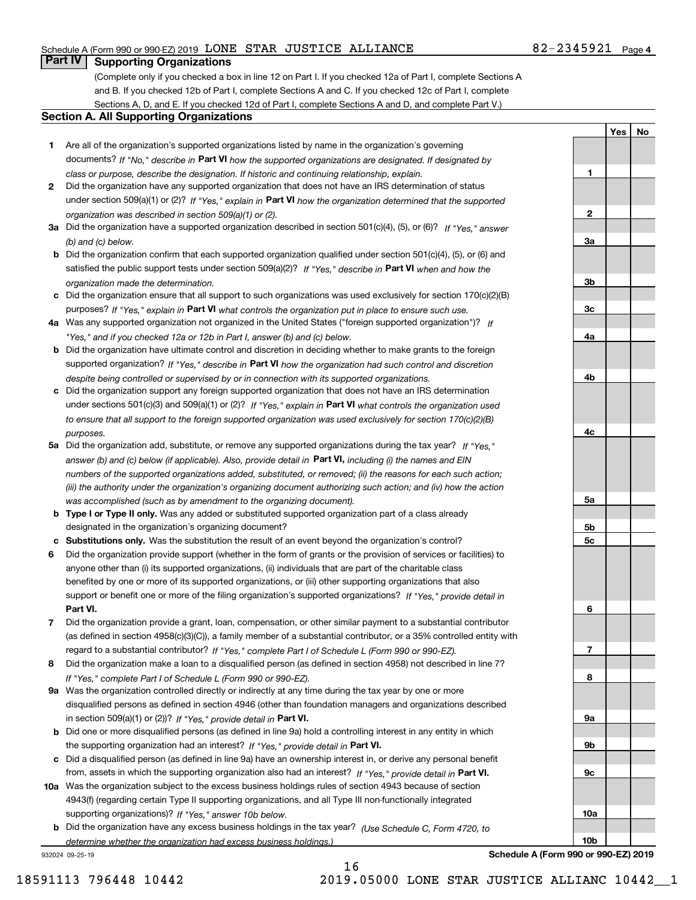Schedule A (Form 990 or 990-EZ) 2019 LONE STAR JUSTICE ALLIANCE 82-2345921 Page 4

## Part IV Supporting Organizations

(Complete only if you checked a box in line 12 on Part I. If you checked 12a of Part I, complete Sections A and B. If you checked 12b of Part I, complete Sections A and C. If you checked 12c of Part I, complete Sections A, D, and E. If you checked 12d of Part I, complete Sections A and D, and complete Part V.)

### Section A. All Supporting Organizations

| | | Line | Yes | No |
|---|---|---|---|---|
| **1** | Are all of the organization's supported organizations listed by name in the organization's governing documents? *If "No," describe in* **Part VI** *how the supported organizations are designated. If designated by class or purpose, describe the designation. If historic and continuing relationship, explain.* | 1 | | |
| **2** | Did the organization have any supported organization that does not have an IRS determination of status under section 509(a)(1) or (2)? *If "Yes," explain in* **Part VI** *how the organization determined that the supported organization was described in section 509(a)(1) or (2).* | 2 | | |
| **3a** | Did the organization have a supported organization described in section 501(c)(4), (5), or (6)? *If "Yes," answer (b) and (c) below.* | 3a | | |
| **b** | Did the organization confirm that each supported organization qualified under section 501(c)(4), (5), or (6) and satisfied the public support tests under section 509(a)(2)? *If "Yes," describe in* **Part VI** *when and how the organization made the determination.* | 3b | | |
| **c** | Did the organization ensure that all support to such organizations was used exclusively for section 170(c)(2)(B) purposes? *If "Yes," explain in* **Part VI** *what controls the organization put in place to ensure such use.* | 3c | | |
| **4a** | Was any supported organization not organized in the United States ("foreign supported organization")? *If "Yes," and if you checked 12a or 12b in Part I, answer (b) and (c) below.* | 4a | | |
| **b** | Did the organization have ultimate control and discretion in deciding whether to make grants to the foreign supported organization? *If "Yes," describe in* **Part VI** *how the organization had such control and discretion despite being controlled or supervised by or in connection with its supported organizations.* | 4b | | |
| **c** | Did the organization support any foreign supported organization that does not have an IRS determination under sections 501(c)(3) and 509(a)(1) or (2)? *If "Yes," explain in* **Part VI** *what controls the organization used to ensure that all support to the foreign supported organization was used exclusively for section 170(c)(2)(B) purposes.* | 4c | | |
| **5a** | Did the organization add, substitute, or remove any supported organizations during the tax year? *If "Yes," answer (b) and (c) below (if applicable). Also, provide detail in* **Part VI,** *including (i) the names and EIN numbers of the supported organizations added, substituted, or removed; (ii) the reasons for each such action; (iii) the authority under the organization's organizing document authorizing such action; and (iv) how the action was accomplished (such as by amendment to the organizing document).* | 5a | | |
| **b** | **Type I or Type II only.** Was any added or substituted supported organization part of a class already designated in the organization's organizing document? | 5b | | |
| **c** | **Substitutions only.** Was the substitution the result of an event beyond the organization's control? | 5c | | |
| **6** | Did the organization provide support (whether in the form of grants or the provision of services or facilities) to anyone other than (i) its supported organizations, (ii) individuals that are part of the charitable class benefited by one or more of its supported organizations, or (iii) other supporting organizations that also support or benefit one or more of the filing organization's supported organizations? *If "Yes," provide detail in* **Part VI.** | 6 | | |
| **7** | Did the organization provide a grant, loan, compensation, or other similar payment to a substantial contributor (as defined in section 4958(c)(3)(C)), a family member of a substantial contributor, or a 35% controlled entity with regard to a substantial contributor? *If "Yes," complete Part I of Schedule L (Form 990 or 990-EZ).* | 7 | | |
| **8** | Did the organization make a loan to a disqualified person (as defined in section 4958) not described in line 7? *If "Yes," complete Part I of Schedule L (Form 990 or 990-EZ).* | 8 | | |
| **9a** | Was the organization controlled directly or indirectly at any time during the tax year by one or more disqualified persons as defined in section 4946 (other than foundation managers and organizations described in section 509(a)(1) or (2))? *If "Yes," provide detail in* **Part VI.** | 9a | | |
| **b** | Did one or more disqualified persons (as defined in line 9a) hold a controlling interest in any entity in which the supporting organization had an interest? *If "Yes," provide detail in* **Part VI.** | 9b | | |
| **c** | Did a disqualified person (as defined in line 9a) have an ownership interest in, or derive any personal benefit from, assets in which the supporting organization also had an interest? *If "Yes," provide detail in* **Part VI.** | 9c | | |
| **10a** | Was the organization subject to the excess business holdings rules of section 4943 because of section 4943(f) (regarding certain Type II supporting organizations, and all Type III non-functionally integrated supporting organizations)? *If "Yes," answer 10b below.* | 10a | | |
| **b** | Did the organization have any excess business holdings in the tax year? *(Use Schedule C, Form 4720, to determine whether the organization had excess business holdings.)* | 10b | | |

932024 09-25-19 **Schedule A (Form 990 or 990-EZ) 2019**

18591113 796448 10442 2019.05000 LONE STAR JUSTICE ALLIANC 10442__1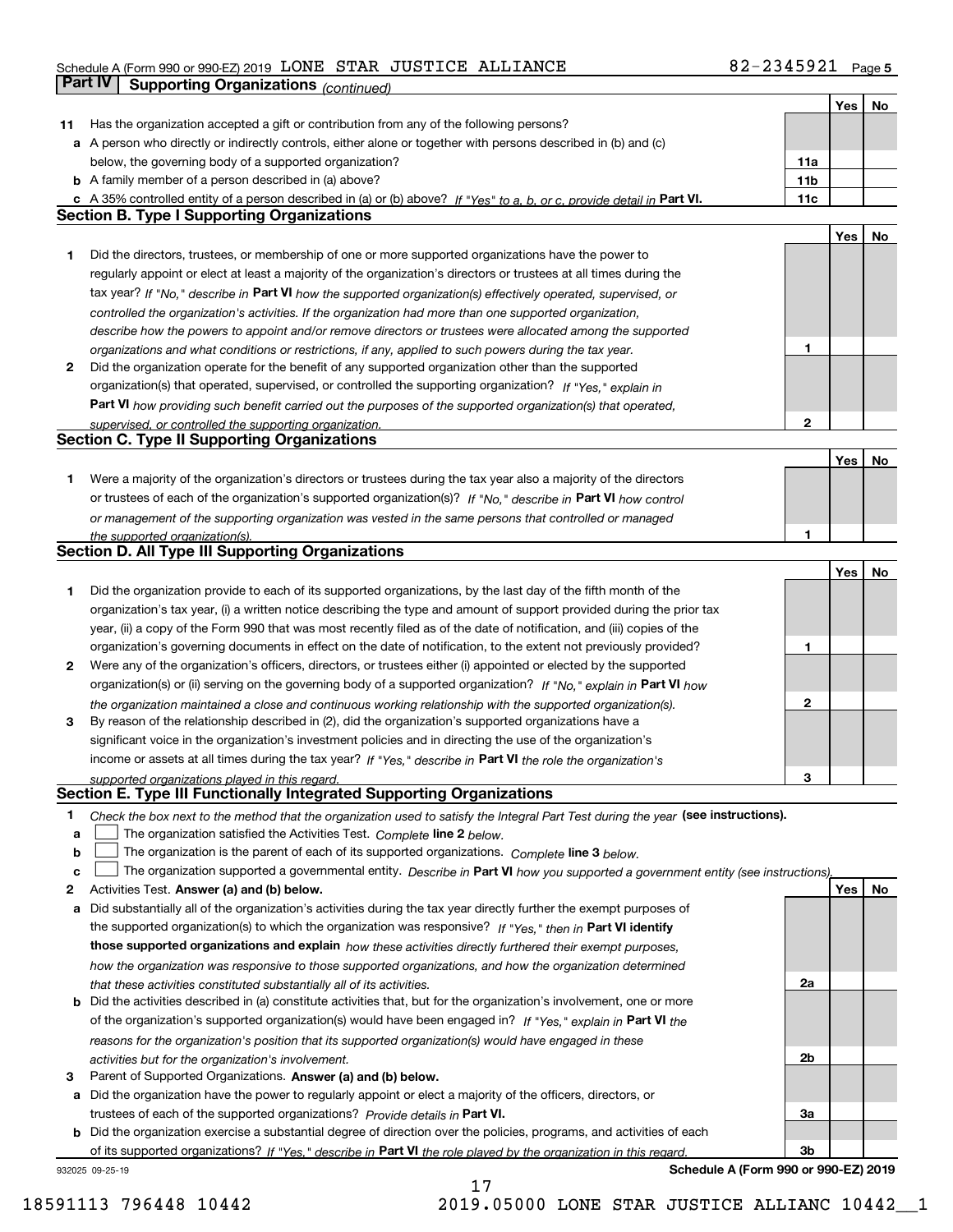Schedule A (Form 990 or 990-EZ) 2019 LONE STAR JUSTICE ALLIANCE 82-2345921 Page 5

## Part IV Supporting Organizations *(continued)*

| | | | Yes | No |
|---|---|---|---|---|
| **11** | Has the organization accepted a gift or contribution from any of the following persons? | | | |
| **a** | A person who directly or indirectly controls, either alone or together with persons described in (b) and (c) below, the governing body of a supported organization? | **11a** | | |
| **b** | A family member of a person described in (a) above? | **11b** | | |
| **c** | A 35% controlled entity of a person described in (a) or (b) above? *If "Yes" to a, b, or c, provide detail in* **Part VI.** | **11c** | | |

### Section B. Type I Supporting Organizations

| | | | Yes | No |
|---|---|---|---|---|
| **1** | Did the directors, trustees, or membership of one or more supported organizations have the power to regularly appoint or elect at least a majority of the organization's directors or trustees at all times during the tax year? *If "No," describe in* **Part VI** *how the supported organization(s) effectively operated, supervised, or controlled the organization's activities. If the organization had more than one supported organization, describe how the powers to appoint and/or remove directors or trustees were allocated among the supported organizations and what conditions or restrictions, if any, applied to such powers during the tax year.* | **1** | | |
| **2** | Did the organization operate for the benefit of any supported organization other than the supported organization(s) that operated, supervised, or controlled the supporting organization? *If "Yes," explain in* **Part VI** *how providing such benefit carried out the purposes of the supported organization(s) that operated, supervised, or controlled the supporting organization.* | **2** | | |

### Section C. Type II Supporting Organizations

| | | | Yes | No |
|---|---|---|---|---|
| **1** | Were a majority of the organization's directors or trustees during the tax year also a majority of the directors or trustees of each of the organization's supported organization(s)? *If "No," describe in* **Part VI** *how control or management of the supporting organization was vested in the same persons that controlled or managed the supported organization(s).* | **1** | | |

### Section D. All Type III Supporting Organizations

| | | | Yes | No |
|---|---|---|---|---|
| **1** | Did the organization provide to each of its supported organizations, by the last day of the fifth month of the organization's tax year, (i) a written notice describing the type and amount of support provided during the prior tax year, (ii) a copy of the Form 990 that was most recently filed as of the date of notification, and (iii) copies of the organization's governing documents in effect on the date of notification, to the extent not previously provided? | **1** | | |
| **2** | Were any of the organization's officers, directors, or trustees either (i) appointed or elected by the supported organization(s) or (ii) serving on the governing body of a supported organization? *If "No," explain in* **Part VI** *how the organization maintained a close and continuous working relationship with the supported organization(s).* | **2** | | |
| **3** | By reason of the relationship described in (2), did the organization's supported organizations have a significant voice in the organization's investment policies and in directing the use of the organization's income or assets at all times during the tax year? *If "Yes," describe in* **Part VI** *the role the organization's supported organizations played in this regard.* | **3** | | |

### Section E. Type III Functionally Integrated Supporting Organizations

**1** *Check the box next to the method that the organization used to satisfy the Integral Part Test during the year* **(see instructions).**

- **a** ☐ The organization satisfied the Activities Test. *Complete* **line 2** *below.*
- **b** ☐ The organization is the parent of each of its supported organizations. *Complete* **line 3** *below.*
- **c** ☐ The organization supported a governmental entity. *Describe in* **Part VI** *how you supported a government entity (see instructions).*

| | | | Yes | No |
|---|---|---|---|---|
| **2** | Activities Test. **Answer (a) and (b) below.** | | | |
| **a** | Did substantially all of the organization's activities during the tax year directly further the exempt purposes of the supported organization(s) to which the organization was responsive? *If "Yes," then in* **Part VI identify those supported organizations and explain** *how these activities directly furthered their exempt purposes, how the organization was responsive to those supported organizations, and how the organization determined that these activities constituted substantially all of its activities.* | **2a** | | |
| **b** | Did the activities described in (a) constitute activities that, but for the organization's involvement, one or more of the organization's supported organization(s) would have been engaged in? *If "Yes," explain in* **Part VI** *the reasons for the organization's position that its supported organization(s) would have engaged in these activities but for the organization's involvement.* | **2b** | | |
| **3** | Parent of Supported Organizations. **Answer (a) and (b) below.** | | | |
| **a** | Did the organization have the power to regularly appoint or elect a majority of the officers, directors, or trustees of each of the supported organizations? *Provide details in* **Part VI.** | **3a** | | |
| **b** | Did the organization exercise a substantial degree of direction over the policies, programs, and activities of each of its supported organizations? *If "Yes," describe in* **Part VI** *the role played by the organization in this regard.* | **3b** | | |

932025 09-25-19 **Schedule A (Form 990 or 990-EZ) 2019**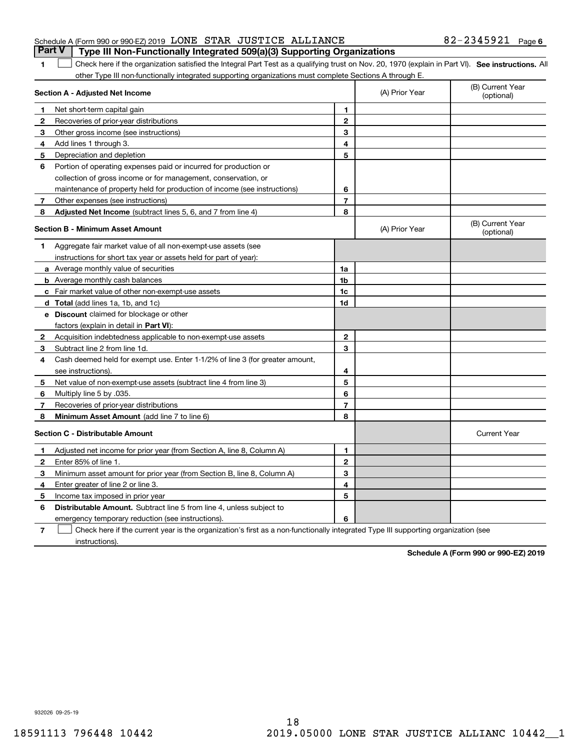Schedule A (Form 990 or 990-EZ) 2019 LONE STAR JUSTICE ALLIANCE 82-2345921 Page 6

## Part V | Type III Non-Functionally Integrated 509(a)(3) Supporting Organizations

1 ☐ Check here if the organization satisfied the Integral Part Test as a qualifying trust on Nov. 20, 1970 (explain in Part VI). **See instructions.** All other Type III non-functionally integrated supporting organizations must complete Sections A through E.

| Section A - Adjusted Net Income | | | (A) Prior Year | (B) Current Year (optional) |
|---|---|---|---|---|
| 1 | Net short-term capital gain | 1 | | |
| 2 | Recoveries of prior-year distributions | 2 | | |
| 3 | Other gross income (see instructions) | 3 | | |
| 4 | Add lines 1 through 3. | 4 | | |
| 5 | Depreciation and depletion | 5 | | |
| 6 | Portion of operating expenses paid or incurred for production or collection of gross income or for management, conservation, or maintenance of property held for production of income (see instructions) | 6 | | |
| 7 | Other expenses (see instructions) | 7 | | |
| 8 | **Adjusted Net Income** (subtract lines 5, 6, and 7 from line 4) | 8 | | |

| Section B - Minimum Asset Amount | | | (A) Prior Year | (B) Current Year (optional) |
|---|---|---|---|---|
| 1 | Aggregate fair market value of all non-exempt-use assets (see instructions for short tax year or assets held for part of year): | | | |
| a | Average monthly value of securities | 1a | | |
| b | Average monthly cash balances | 1b | | |
| c | Fair market value of other non-exempt-use assets | 1c | | |
| d | **Total** (add lines 1a, 1b, and 1c) | 1d | | |
| e | **Discount** claimed for blockage or other factors (explain in detail in **Part VI**): | | | |
| 2 | Acquisition indebtedness applicable to non-exempt-use assets | 2 | | |
| 3 | Subtract line 2 from line 1d. | 3 | | |
| 4 | Cash deemed held for exempt use. Enter 1-1/2% of line 3 (for greater amount, see instructions). | 4 | | |
| 5 | Net value of non-exempt-use assets (subtract line 4 from line 3) | 5 | | |
| 6 | Multiply line 5 by .035. | 6 | | |
| 7 | Recoveries of prior-year distributions | 7 | | |
| 8 | **Minimum Asset Amount** (add line 7 to line 6) | 8 | | |

| Section C - Distributable Amount | | | | Current Year |
|---|---|---|---|---|
| 1 | Adjusted net income for prior year (from Section A, line 8, Column A) | 1 | | |
| 2 | Enter 85% of line 1. | 2 | | |
| 3 | Minimum asset amount for prior year (from Section B, line 8, Column A) | 3 | | |
| 4 | Enter greater of line 2 or line 3. | 4 | | |
| 5 | Income tax imposed in prior year | 5 | | |
| 6 | **Distributable Amount.** Subtract line 5 from line 4, unless subject to emergency temporary reduction (see instructions). | 6 | | |

7 ☐ Check here if the current year is the organization's first as a non-functionally integrated Type III supporting organization (see instructions).

**Schedule A (Form 990 or 990-EZ) 2019**

932026 09-25-19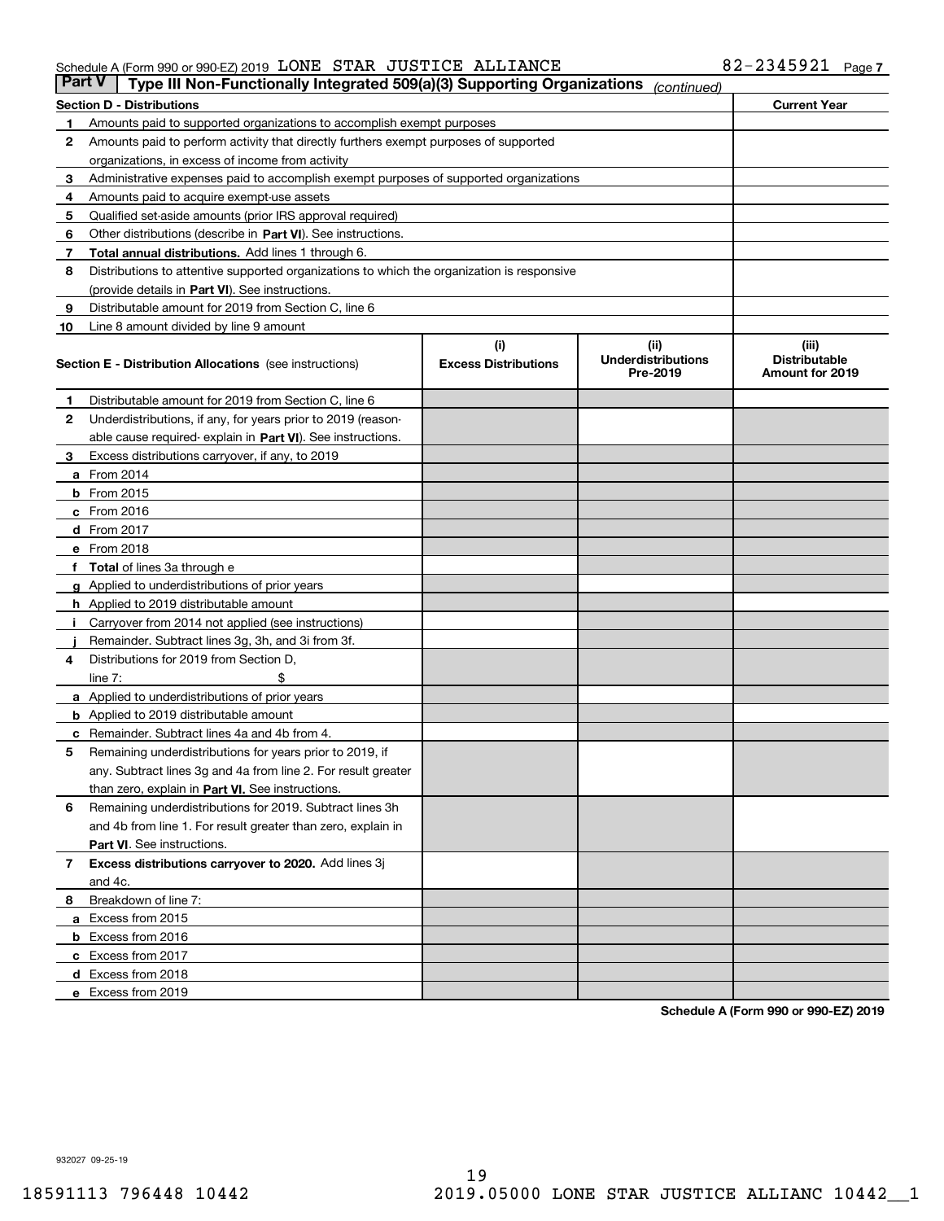Schedule A (Form 990 or 990-EZ) 2019 LONE STAR JUSTICE ALLIANCE 82-2345921 Page 7

**Part V | Type III Non-Functionally Integrated 509(a)(3) Supporting Organizations** *(continued)*

| Section D - Distributions | | Current Year |
|---|---|---|
| 1 | Amounts paid to supported organizations to accomplish exempt purposes | |
| 2 | Amounts paid to perform activity that directly furthers exempt purposes of supported organizations, in excess of income from activity | |
| 3 | Administrative expenses paid to accomplish exempt purposes of supported organizations | |
| 4 | Amounts paid to acquire exempt-use assets | |
| 5 | Qualified set-aside amounts (prior IRS approval required) | |
| 6 | Other distributions (describe in **Part VI**). See instructions. | |
| 7 | **Total annual distributions.** Add lines 1 through 6. | |
| 8 | Distributions to attentive supported organizations to which the organization is responsive (provide details in **Part VI**). See instructions. | |
| 9 | Distributable amount for 2019 from Section C, line 6 | |
| 10 | Line 8 amount divided by line 9 amount | |

| **Section E - Distribution Allocations** (see instructions) | (i) Excess Distributions | (ii) Underdistributions Pre-2019 | (iii) Distributable Amount for 2019 |
|---|---|---|---|
| **1** Distributable amount for 2019 from Section C, line 6 | | | |
| **2** Underdistributions, if any, for years prior to 2019 (reasonable cause required- explain in **Part VI**). See instructions. | | | |
| **3** Excess distributions carryover, if any, to 2019 | | | |
| **a** From 2014 | | | |
| **b** From 2015 | | | |
| **c** From 2016 | | | |
| **d** From 2017 | | | |
| **e** From 2018 | | | |
| **f** **Total** of lines 3a through e | | | |
| **g** Applied to underdistributions of prior years | | | |
| **h** Applied to 2019 distributable amount | | | |
| **i** Carryover from 2014 not applied (see instructions) | | | |
| **j** Remainder. Subtract lines 3g, 3h, and 3i from 3f. | | | |
| **4** Distributions for 2019 from Section D, line 7: $ | | | |
| **a** Applied to underdistributions of prior years | | | |
| **b** Applied to 2019 distributable amount | | | |
| **c** Remainder. Subtract lines 4a and 4b from 4. | | | |
| **5** Remaining underdistributions for years prior to 2019, if any. Subtract lines 3g and 4a from line 2. For result greater than zero, explain in **Part VI.** See instructions. | | | |
| **6** Remaining underdistributions for 2019. Subtract lines 3h and 4b from line 1. For result greater than zero, explain in **Part VI**. See instructions. | | | |
| **7** **Excess distributions carryover to 2020.** Add lines 3j and 4c. | | | |
| **8** Breakdown of line 7: | | | |
| **a** Excess from 2015 | | | |
| **b** Excess from 2016 | | | |
| **c** Excess from 2017 | | | |
| **d** Excess from 2018 | | | |
| **e** Excess from 2019 | | | |

**Schedule A (Form 990 or 990-EZ) 2019**

932027 09-25-19

18591113 796448 10442 2019.05000 LONE STAR JUSTICE ALLIANC 10442__1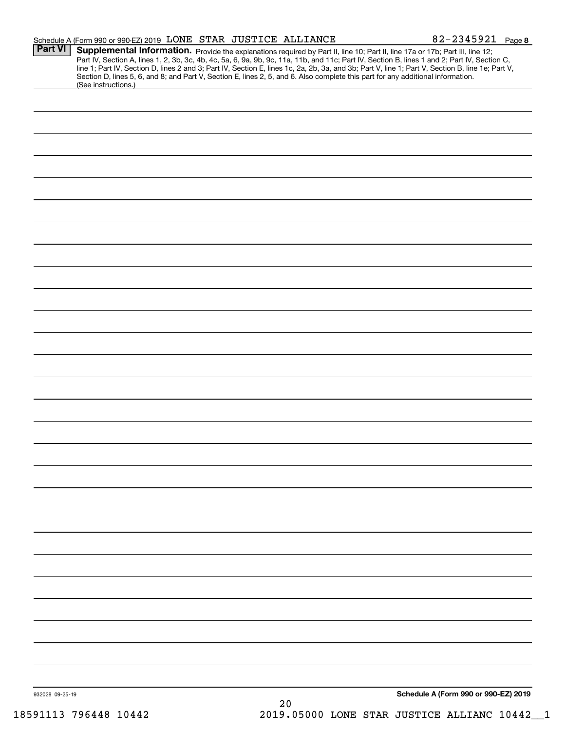Schedule A (Form 990 or 990-EZ) 2019 LONE STAR JUSTICE ALLIANCE 82-2345921 Page 8

**Part VI** **Supplemental Information.** Provide the explanations required by Part II, line 10; Part II, line 17a or 17b; Part III, line 12; Part IV, Section A, lines 1, 2, 3b, 3c, 4b, 4c, 5a, 6, 9a, 9b, 9c, 11a, 11b, and 11c; Part IV, Section B, lines 1 and 2; Part IV, Section C, line 1; Part IV, Section D, lines 2 and 3; Part IV, Section E, lines 1c, 2a, 2b, 3a, and 3b; Part V, line 1; Part V, Section B, line 1e; Part V, Section D, lines 5, 6, and 8; and Part V, Section E, lines 2, 5, and 6. Also complete this part for any additional information. (See instructions.)

932028 09-25-19

**Schedule A (Form 990 or 990-EZ) 2019**

18591113 796448 10442 2019.05000 LONE STAR JUSTICE ALLIANC 10442__1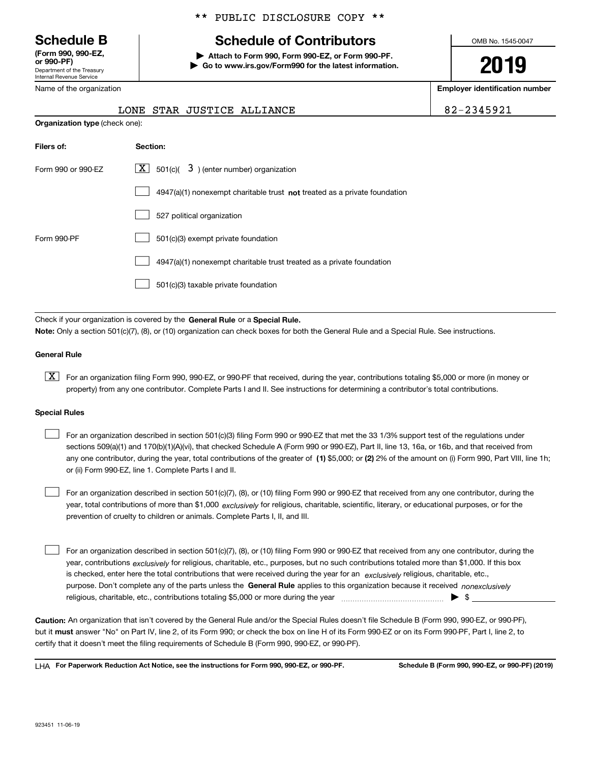** PUBLIC DISCLOSURE COPY **

# Schedule B

**(Form 990, 990-EZ, or 990-PF)**
Department of the Treasury
Internal Revenue Service

## Schedule of Contributors

▶ **Attach to Form 990, Form 990-EZ, or Form 990-PF.**
▶ **Go to www.irs.gov/Form990 for the latest information.**

OMB No. 1545-0047

**2019**

| Name of the organization | Employer identification number |
|---|---|
| LONE STAR JUSTICE ALLIANCE | 82-2345921 |

**Organization type** (check one):

| Filers of: | Section: |
|---|---|
| Form 990 or 990-EZ | [X] 501(c)( 3 ) (enter number) organization |
| | [ ] 4947(a)(1) nonexempt charitable trust **not** treated as a private foundation |
| | [ ] 527 political organization |
| Form 990-PF | [ ] 501(c)(3) exempt private foundation |
| | [ ] 4947(a)(1) nonexempt charitable trust treated as a private foundation |
| | [ ] 501(c)(3) taxable private foundation |

Check if your organization is covered by the **General Rule** or a **Special Rule.**

**Note:** Only a section 501(c)(7), (8), or (10) organization can check boxes for both the General Rule and a Special Rule. See instructions.

**General Rule**

[X] For an organization filing Form 990, 990-EZ, or 990-PF that received, during the year, contributions totaling $5,000 or more (in money or property) from any one contributor. Complete Parts I and II. See instructions for determining a contributor's total contributions.

**Special Rules**

[ ] For an organization described in section 501(c)(3) filing Form 990 or 990-EZ that met the 33 1/3% support test of the regulations under sections 509(a)(1) and 170(b)(1)(A)(vi), that checked Schedule A (Form 990 or 990-EZ), Part II, line 13, 16a, or 16b, and that received from any one contributor, during the year, total contributions of the greater of **(1)** $5,000; or **(2)** 2% of the amount on (i) Form 990, Part VIII, line 1h; or (ii) Form 990-EZ, line 1. Complete Parts I and II.

[ ] For an organization described in section 501(c)(7), (8), or (10) filing Form 990 or 990-EZ that received from any one contributor, during the year, total contributions of more than $1,000 *exclusively* for religious, charitable, scientific, literary, or educational purposes, or for the prevention of cruelty to children or animals. Complete Parts I, II, and III.

[ ] For an organization described in section 501(c)(7), (8), or (10) filing Form 990 or 990-EZ that received from any one contributor, during the year, contributions *exclusively* for religious, charitable, etc., purposes, but no such contributions totaled more than $1,000. If this box is checked, enter here the total contributions that were received during the year for an *exclusively* religious, charitable, etc., purpose. Don't complete any of the parts unless the **General Rule** applies to this organization because it received *nonexclusively* religious, charitable, etc., contributions totaling $5,000 or more during the year ▶ $ ____________

**Caution:** An organization that isn't covered by the General Rule and/or the Special Rules doesn't file Schedule B (Form 990, 990-EZ, or 990-PF), but it **must** answer "No" on Part IV, line 2, of its Form 990; or check the box on line H of its Form 990-EZ or on its Form 990-PF, Part I, line 2, to certify that it doesn't meet the filing requirements of Schedule B (Form 990, 990-EZ, or 990-PF).

LHA **For Paperwork Reduction Act Notice, see the instructions for Form 990, 990-EZ, or 990-PF.** **Schedule B (Form 990, 990-EZ, or 990-PF) (2019)**

923451 11-06-19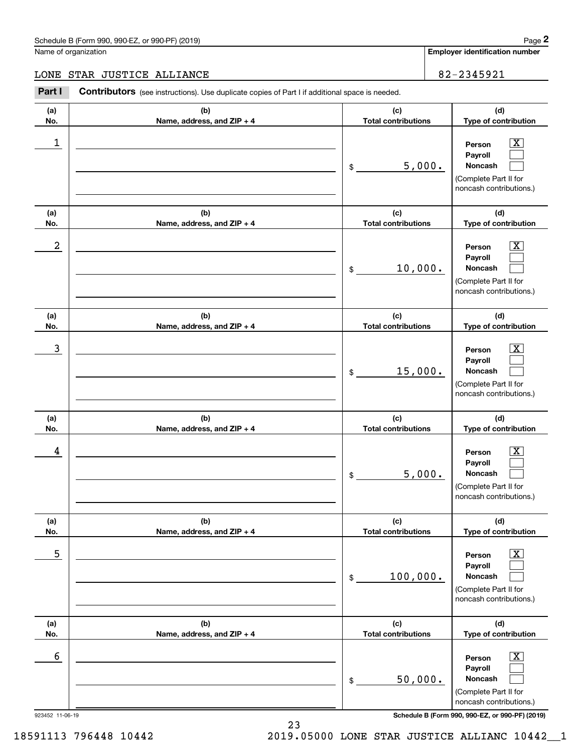Name of organization

LONE STAR JUSTICE ALLIANCE

**Employer identification number**

82-2345921

**Part I** **Contributors** (see instructions). Use duplicate copies of Part I if additional space is needed.

| (a) No. | (b) Name, address, and ZIP + 4 | (c) Total contributions | (d) Type of contribution |
|---|---|---|---|
| 1 | | $ 5,000. | Person [X] Payroll [ ] Noncash [ ] (Complete Part II for noncash contributions.) |
| 2 | | $ 10,000. | Person [X] Payroll [ ] Noncash [ ] (Complete Part II for noncash contributions.) |
| 3 | | $ 15,000. | Person [X] Payroll [ ] Noncash [ ] (Complete Part II for noncash contributions.) |
| 4 | | $ 5,000. | Person [X] Payroll [ ] Noncash [ ] (Complete Part II for noncash contributions.) |
| 5 | | $ 100,000. | Person [X] Payroll [ ] Noncash [ ] (Complete Part II for noncash contributions.) |
| 6 | | $ 50,000. | Person [X] Payroll [ ] Noncash [ ] (Complete Part II for noncash contributions.) |

923452 11-06-19

18591113 796448 10442 2019.05000 LONE STAR JUSTICE ALLIANC 10442__1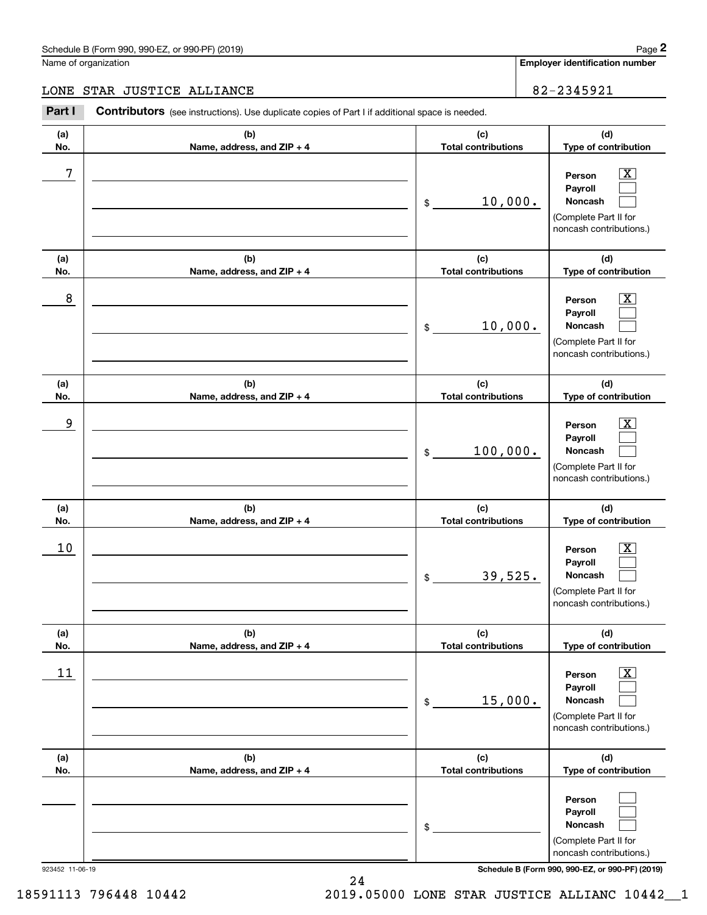Schedule B (Form 990, 990-EZ, or 990-PF) (2019)

Name of organization: LONE STAR JUSTICE ALLIANCE

Employer identification number: 82-2345921

**Part I** **Contributors** (see instructions). Use duplicate copies of Part I if additional space is needed.

| (a) No. | (b) Name, address, and ZIP + 4 | (c) Total contributions | (d) Type of contribution |
|---|---|---|---|
| 7 | | $ 10,000. | Person [X] Payroll [ ] Noncash [ ] (Complete Part II for noncash contributions.) |
| 8 | | $ 10,000. | Person [X] Payroll [ ] Noncash [ ] (Complete Part II for noncash contributions.) |
| 9 | | $ 100,000. | Person [X] Payroll [ ] Noncash [ ] (Complete Part II for noncash contributions.) |
| 10 | | $ 39,525. | Person [X] Payroll [ ] Noncash [ ] (Complete Part II for noncash contributions.) |
| 11 | | $ 15,000. | Person [X] Payroll [ ] Noncash [ ] (Complete Part II for noncash contributions.) |
| | | $ | Person [ ] Payroll [ ] Noncash [ ] (Complete Part II for noncash contributions.) |

923452 11-06-19

Schedule B (Form 990, 990-EZ, or 990-PF) (2019)

18591113 796448 10442 2019.05000 LONE STAR JUSTICE ALLIANC 10442__1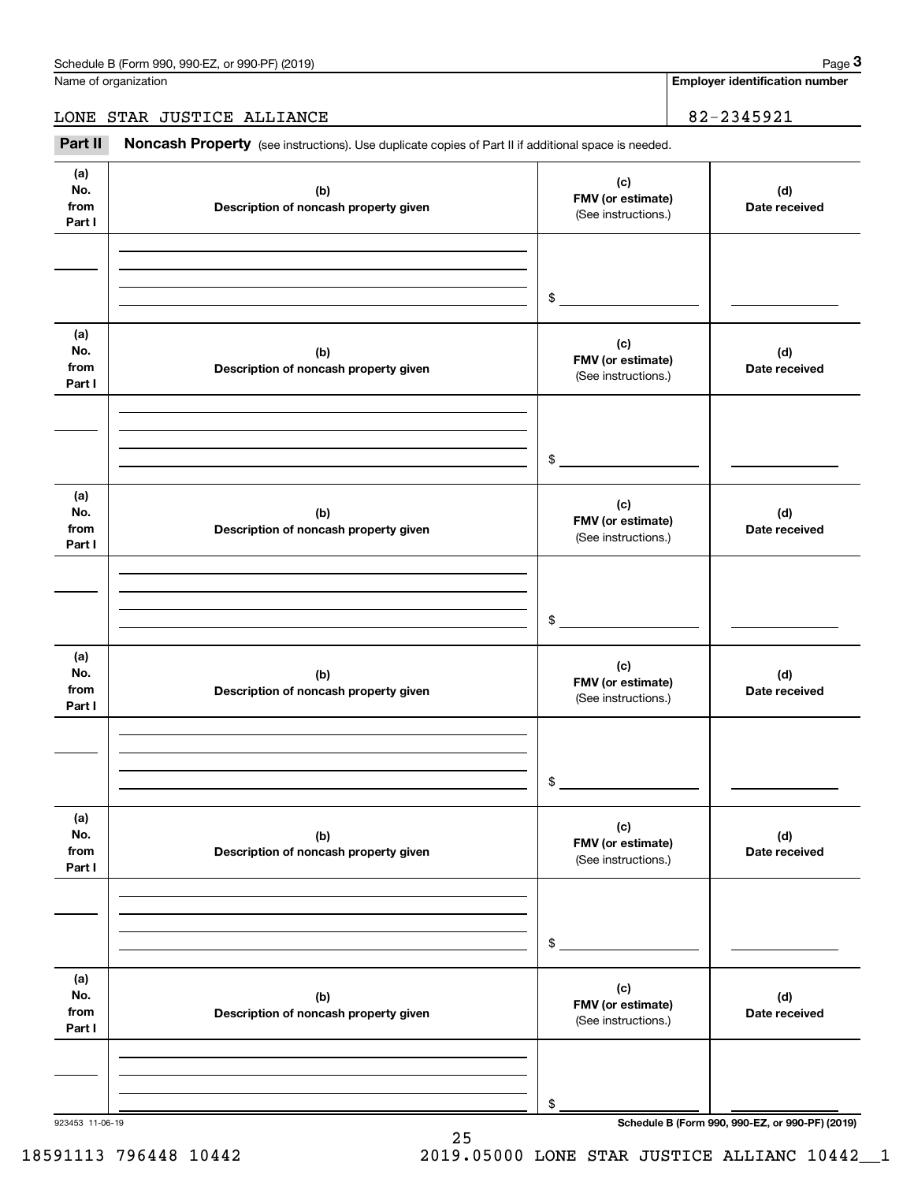Name of organization

LONE STAR JUSTICE ALLIANCE

**Employer identification number**

82-2345921

**Part II** **Noncash Property** (see instructions). Use duplicate copies of Part II if additional space is needed.

| (a) No. from Part I | (b) Description of noncash property given | (c) FMV (or estimate) (See instructions.) | (d) Date received |
|---|---|---|---|
| | | $ | |

| (a) No. from Part I | (b) Description of noncash property given | (c) FMV (or estimate) (See instructions.) | (d) Date received |
|---|---|---|---|
| | | $ | |

| (a) No. from Part I | (b) Description of noncash property given | (c) FMV (or estimate) (See instructions.) | (d) Date received |
|---|---|---|---|
| | | $ | |

| (a) No. from Part I | (b) Description of noncash property given | (c) FMV (or estimate) (See instructions.) | (d) Date received |
|---|---|---|---|
| | | $ | |

| (a) No. from Part I | (b) Description of noncash property given | (c) FMV (or estimate) (See instructions.) | (d) Date received |
|---|---|---|---|
| | | $ | |

| (a) No. from Part I | (b) Description of noncash property given | (c) FMV (or estimate) (See instructions.) | (d) Date received |
|---|---|---|---|
| | | $ | |

923453 11-06-19

**Schedule B (Form 990, 990-EZ, or 990-PF) (2019)**

18591113 796448 10442 2019.05000 LONE STAR JUSTICE ALLIANC 10442__1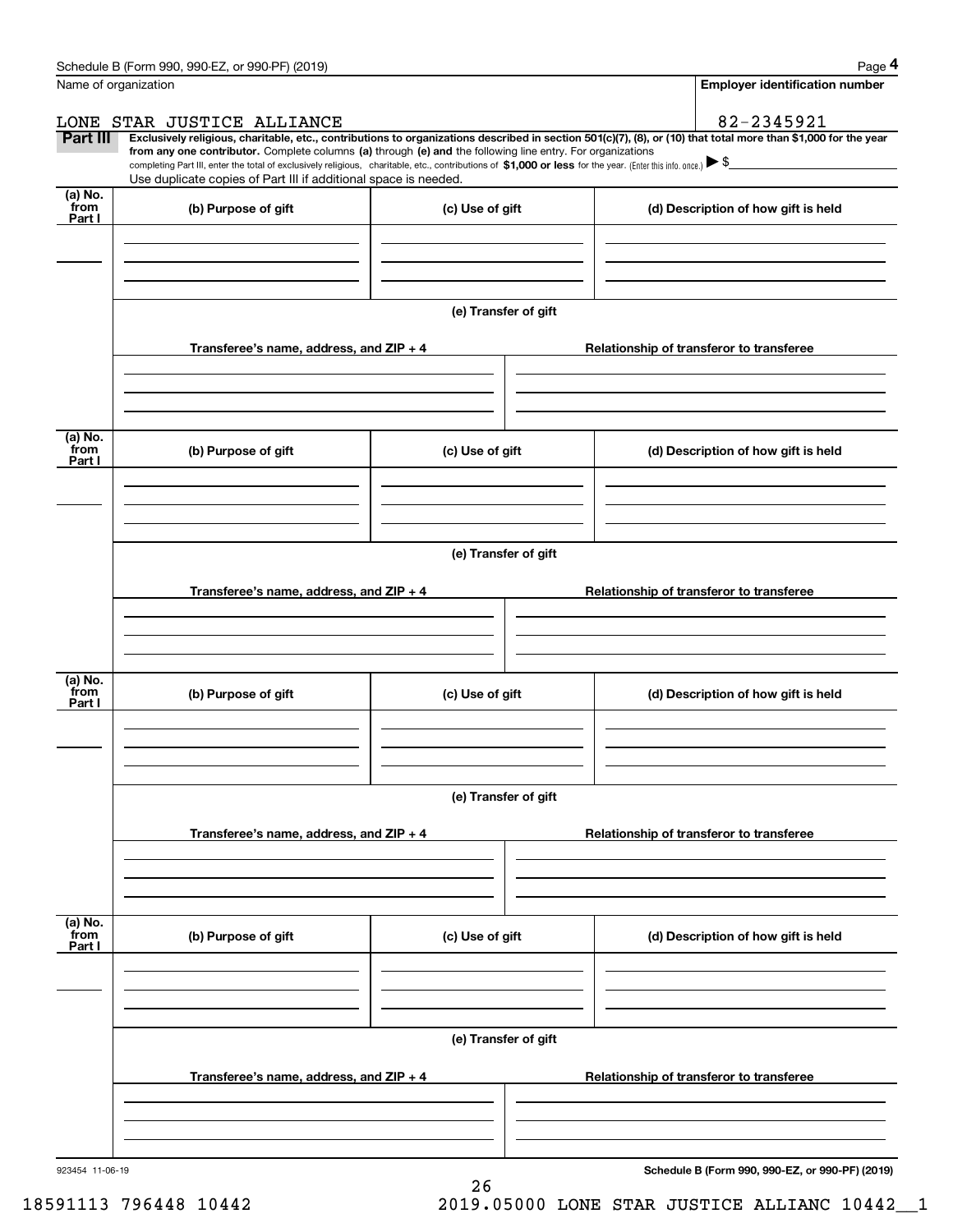Name of organization

LONE STAR JUSTICE ALLIANCE

**Employer identification number**

82-2345921

**Part III** **Exclusively religious, charitable, etc., contributions to organizations described in section 501(c)(7), (8), or (10) that total more than $1,000 for the year from any one contributor.** Complete columns **(a)** through **(e) and** the following line entry. For organizations completing Part III, enter the total of exclusively religious, charitable, etc., contributions of **$1,000 or less** for the year. (Enter this info. once.) ▶ $

Use duplicate copies of Part III if additional space is needed.

| (a) No. from Part I | (b) Purpose of gift | (c) Use of gift | (d) Description of how gift is held |
|---|---|---|---|
| | | | |

(e) Transfer of gift

| Transferee's name, address, and ZIP + 4 | Relationship of transferor to transferee |
|---|---|
| | |

| (a) No. from Part I | (b) Purpose of gift | (c) Use of gift | (d) Description of how gift is held |
|---|---|---|---|
| | | | |

(e) Transfer of gift

| Transferee's name, address, and ZIP + 4 | Relationship of transferor to transferee |
|---|---|
| | |

| (a) No. from Part I | (b) Purpose of gift | (c) Use of gift | (d) Description of how gift is held |
|---|---|---|---|
| | | | |

(e) Transfer of gift

| Transferee's name, address, and ZIP + 4 | Relationship of transferor to transferee |
|---|---|
| | |

| (a) No. from Part I | (b) Purpose of gift | (c) Use of gift | (d) Description of how gift is held |
|---|---|---|---|
| | | | |

(e) Transfer of gift

| Transferee's name, address, and ZIP + 4 | Relationship of transferor to transferee |
|---|---|
| | |

923454 11-06-19

18591113 796448 10442 2019.05000 LONE STAR JUSTICE ALLIANC 10442__1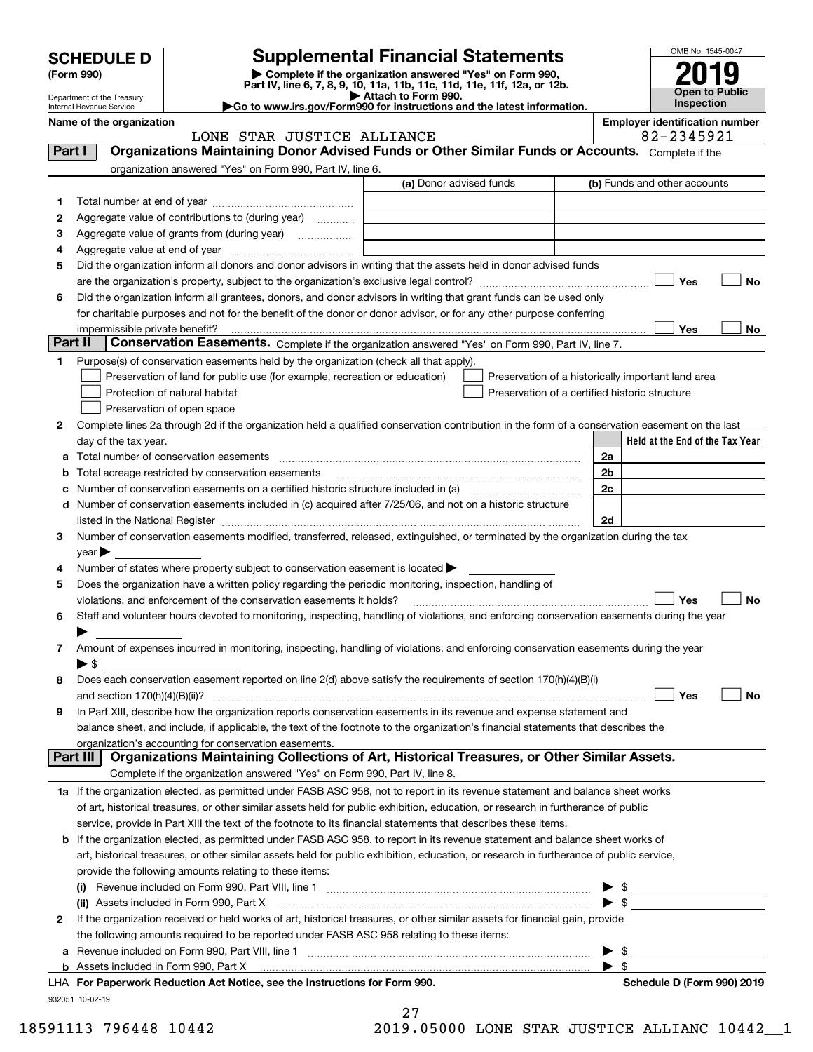# SCHEDULE D (Form 990)

Department of the Treasury
Internal Revenue Service

# Supplemental Financial Statements

▶ Complete if the organization answered "Yes" on Form 990, Part IV, line 6, 7, 8, 9, 10, 11a, 11b, 11c, 11d, 11e, 11f, 12a, or 12b.
▶ Attach to Form 990.
▶Go to www.irs.gov/Form990 for instructions and the latest information.

OMB No. 1545-0047

**2019**

**Open to Public Inspection**

**Name of the organization:** LONE STAR JUSTICE ALLIANCE

**Employer identification number:** 82-2345921

## Part I Organizations Maintaining Donor Advised Funds or Other Similar Funds or Accounts.

Complete if the organization answered "Yes" on Form 990, Part IV, line 6.

| | | (a) Donor advised funds | (b) Funds and other accounts |
|---|---|---|---|
| 1 | Total number at end of year | | |
| 2 | Aggregate value of contributions to (during year) | | |
| 3 | Aggregate value of grants from (during year) | | |
| 4 | Aggregate value at end of year | | |

5 Did the organization inform all donors and donor advisors in writing that the assets held in donor advised funds are the organization's property, subject to the organization's exclusive legal control? ☐ Yes ☐ No

6 Did the organization inform all grantees, donors, and donor advisors in writing that grant funds can be used only for charitable purposes and not for the benefit of the donor or donor advisor, or for any other purpose conferring impermissible private benefit? ☐ Yes ☐ No

## Part II Conservation Easements.

Complete if the organization answered "Yes" on Form 990, Part IV, line 7.

1 Purpose(s) of conservation easements held by the organization (check all that apply).

- ☐ Preservation of land for public use (for example, recreation or education)
- ☐ Protection of natural habitat
- ☐ Preservation of open space
- ☐ Preservation of a historically important land area
- ☐ Preservation of a certified historic structure

2 Complete lines 2a through 2d if the organization held a qualified conservation contribution in the form of a conservation easement on the last day of the tax year.

| | | | Held at the End of the Tax Year |
|---|---|---|---|
| a | Total number of conservation easements | 2a | |
| b | Total acreage restricted by conservation easements | 2b | |
| c | Number of conservation easements on a certified historic structure included in (a) | 2c | |
| d | Number of conservation easements included in (c) acquired after 7/25/06, and not on a historic structure listed in the National Register | 2d | |

3 Number of conservation easements modified, transferred, released, extinguished, or terminated by the organization during the tax year ▶

4 Number of states where property subject to conservation easement is located ▶

5 Does the organization have a written policy regarding the periodic monitoring, inspection, handling of violations, and enforcement of the conservation easements it holds? ☐ Yes ☐ No

6 Staff and volunteer hours devoted to monitoring, inspecting, handling of violations, and enforcing conservation easements during the year ▶

7 Amount of expenses incurred in monitoring, inspecting, handling of violations, and enforcing conservation easements during the year ▶ $

8 Does each conservation easement reported on line 2(d) above satisfy the requirements of section 170(h)(4)(B)(i) and section 170(h)(4)(B)(ii)? ☐ Yes ☐ No

9 In Part XIII, describe how the organization reports conservation easements in its revenue and expense statement and balance sheet, and include, if applicable, the text of the footnote to the organization's financial statements that describes the organization's accounting for conservation easements.

## Part III Organizations Maintaining Collections of Art, Historical Treasures, or Other Similar Assets.

Complete if the organization answered "Yes" on Form 990, Part IV, line 8.

1a If the organization elected, as permitted under FASB ASC 958, not to report in its revenue statement and balance sheet works of art, historical treasures, or other similar assets held for public exhibition, education, or research in furtherance of public service, provide in Part XIII the text of the footnote to its financial statements that describes these items.

b If the organization elected, as permitted under FASB ASC 958, to report in its revenue statement and balance sheet works of art, historical treasures, or other similar assets held for public exhibition, education, or research in furtherance of public service, provide the following amounts relating to these items:

(i) Revenue included on Form 990, Part VIII, line 1 ▶ $

(ii) Assets included in Form 990, Part X ▶ $

2 If the organization received or held works of art, historical treasures, or other similar assets for financial gain, provide the following amounts required to be reported under FASB ASC 958 relating to these items:

a Revenue included on Form 990, Part VIII, line 1 ▶ $

b Assets included in Form 990, Part X ▶ $

LHA For Paperwork Reduction Act Notice, see the Instructions for Form 990. Schedule D (Form 990) 2019

932051 10-02-19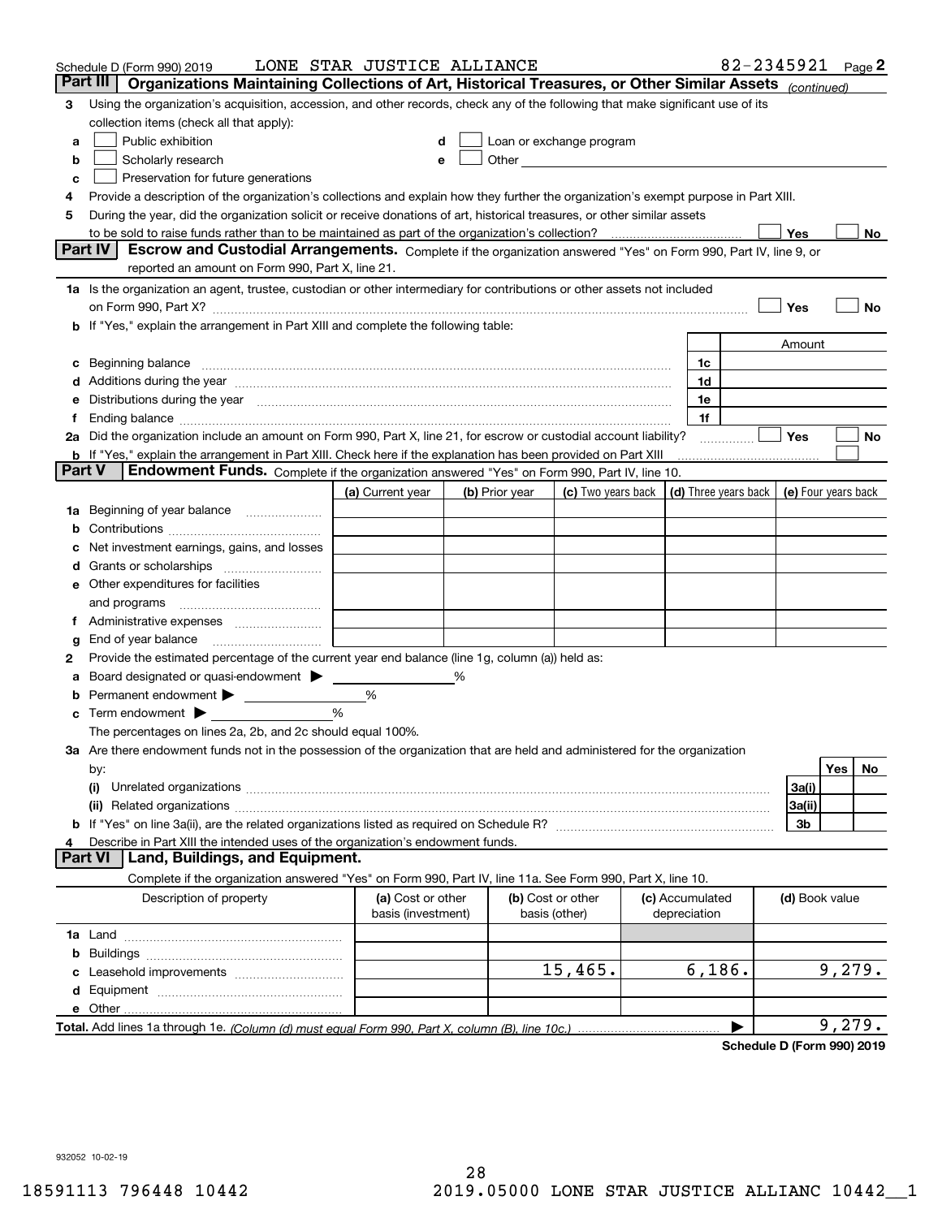Schedule D (Form 990) 2019 LONE STAR JUSTICE ALLIANCE 82-2345921

## Part III Organizations Maintaining Collections of Art, Historical Treasures, or Other Similar Assets *(continued)*

3 Using the organization's acquisition, accession, and other records, check any of the following that make significant use of its collection items (check all that apply):

- a ☐ Public exhibition
- b ☐ Scholarly research
- c ☐ Preservation for future generations
- d ☐ Loan or exchange program
- e ☐ Other

4 Provide a description of the organization's collections and explain how they further the organization's exempt purpose in Part XIII.

5 During the year, did the organization solicit or receive donations of art, historical treasures, or other similar assets to be sold to raise funds rather than to be maintained as part of the organization's collection? ☐ Yes ☐ No

## Part IV Escrow and Custodial Arrangements.

Complete if the organization answered "Yes" on Form 990, Part IV, line 9, or reported an amount on Form 990, Part X, line 21.

1a Is the organization an agent, trustee, custodian or other intermediary for contributions or other assets not included on Form 990, Part X? ☐ Yes ☐ No

b If "Yes," explain the arrangement in Part XIII and complete the following table:

| | | Amount |
|---|---|---|
| c Beginning balance | 1c | |
| d Additions during the year | 1d | |
| e Distributions during the year | 1e | |
| f Ending balance | 1f | |

2a Did the organization include an amount on Form 990, Part X, line 21, for escrow or custodial account liability? ☐ Yes ☐ No

b If "Yes," explain the arrangement in Part XIII. Check here if the explanation has been provided on Part XIII ☐

## Part V Endowment Funds.

Complete if the organization answered "Yes" on Form 990, Part IV, line 10.

| | (a) Current year | (b) Prior year | (c) Two years back | (d) Three years back | (e) Four years back |
|---|---|---|---|---|---|
| 1a Beginning of year balance | | | | | |
| b Contributions | | | | | |
| c Net investment earnings, gains, and losses | | | | | |
| d Grants or scholarships | | | | | |
| e Other expenditures for facilities and programs | | | | | |
| f Administrative expenses | | | | | |
| g End of year balance | | | | | |

2 Provide the estimated percentage of the current year end balance (line 1g, column (a)) held as:

- a Board designated or quasi-endowment ▶ ____ %
- b Permanent endowment ▶ ____ %
- c Term endowment ▶ ____ %

The percentages on lines 2a, 2b, and 2c should equal 100%.

3a Are there endowment funds not in the possession of the organization that are held and administered for the organization by:

| | | Yes | No |
|---|---|---|---|
| (i) Unrelated organizations | 3a(i) | | |
| (ii) Related organizations | 3a(ii) | | |
| b If "Yes" on line 3a(ii), are the related organizations listed as required on Schedule R? | 3b | | |

4 Describe in Part XIII the intended uses of the organization's endowment funds.

## Part VI Land, Buildings, and Equipment.

Complete if the organization answered "Yes" on Form 990, Part IV, line 11a. See Form 990, Part X, line 10.

| Description of property | (a) Cost or other basis (investment) | (b) Cost or other basis (other) | (c) Accumulated depreciation | (d) Book value |
|---|---|---|---|---|
| 1a Land | | | | |
| b Buildings | | | | |
| c Leasehold improvements | | 15,465. | 6,186. | 9,279. |
| d Equipment | | | | |
| e Other | | | | |
| **Total.** Add lines 1a through 1e. *(Column (d) must equal Form 990, Part X, column (B), line 10c.)* | | | ▶ | 9,279. |

**Schedule D (Form 990) 2019**

932052 10-02-19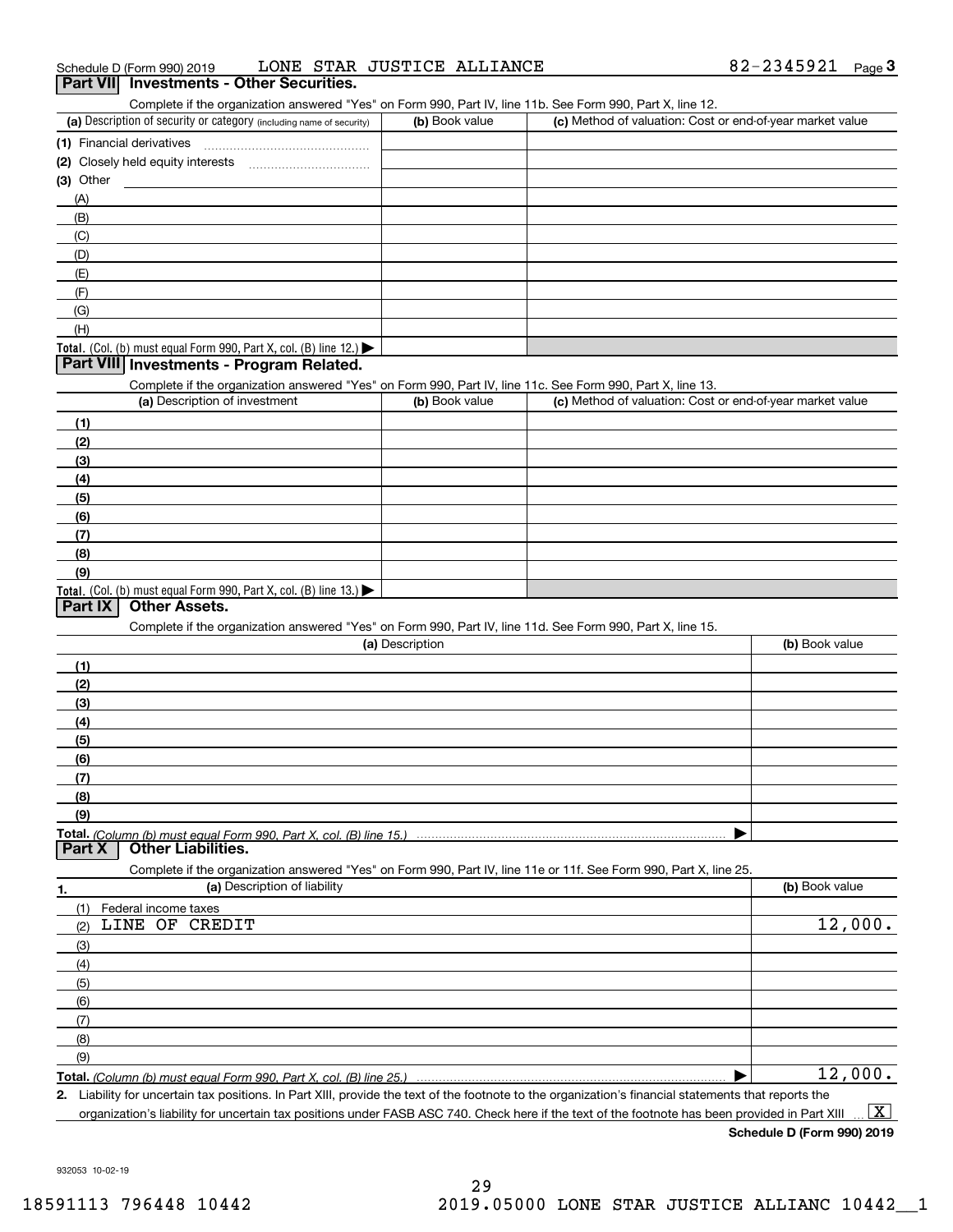Schedule D (Form 990) 2019 LONE STAR JUSTICE ALLIANCE 82-2345921

## Part VII Investments - Other Securities.

Complete if the organization answered "Yes" on Form 990, Part IV, line 11b. See Form 990, Part X, line 12.

| (a) Description of security or category (including name of security) | (b) Book value | (c) Method of valuation: Cost or end-of-year market value |
|---|---|---|
| (1) Financial derivatives | | |
| (2) Closely held equity interests | | |
| (3) Other | | |
| (A) | | |
| (B) | | |
| (C) | | |
| (D) | | |
| (E) | | |
| (F) | | |
| (G) | | |
| (H) | | |
| **Total.** (Col. (b) must equal Form 990, Part X, col. (B) line 12.) | | |

## Part VIII Investments - Program Related.

Complete if the organization answered "Yes" on Form 990, Part IV, line 11c. See Form 990, Part X, line 13.

| (a) Description of investment | (b) Book value | (c) Method of valuation: Cost or end-of-year market value |
|---|---|---|
| (1) | | |
| (2) | | |
| (3) | | |
| (4) | | |
| (5) | | |
| (6) | | |
| (7) | | |
| (8) | | |
| (9) | | |
| **Total.** (Col. (b) must equal Form 990, Part X, col. (B) line 13.) | | |

## Part IX Other Assets.

Complete if the organization answered "Yes" on Form 990, Part IV, line 11d. See Form 990, Part X, line 15.

| (a) Description | (b) Book value |
|---|---|
| (1) | |
| (2) | |
| (3) | |
| (4) | |
| (5) | |
| (6) | |
| (7) | |
| (8) | |
| (9) | |
| **Total.** *(Column (b) must equal Form 990, Part X, col. (B) line 15.)* | |

## Part X Other Liabilities.

Complete if the organization answered "Yes" on Form 990, Part IV, line 11e or 11f. See Form 990, Part X, line 25.

| 1. (a) Description of liability | (b) Book value |
|---|---|
| (1) Federal income taxes | |
| (2) LINE OF CREDIT | 12,000. |
| (3) | |
| (4) | |
| (5) | |
| (6) | |
| (7) | |
| (8) | |
| (9) | |
| **Total.** *(Column (b) must equal Form 990, Part X, col. (B) line 25.)* | 12,000. |

**2.** Liability for uncertain tax positions. In Part XIII, provide the text of the footnote to the organization's financial statements that reports the organization's liability for uncertain tax positions under FASB ASC 740. Check here if the text of the footnote has been provided in Part XIII [X]

**Schedule D (Form 990) 2019**

932053 10-02-19

18591113 796448 10442 2019.05000 LONE STAR JUSTICE ALLIANC 10442__1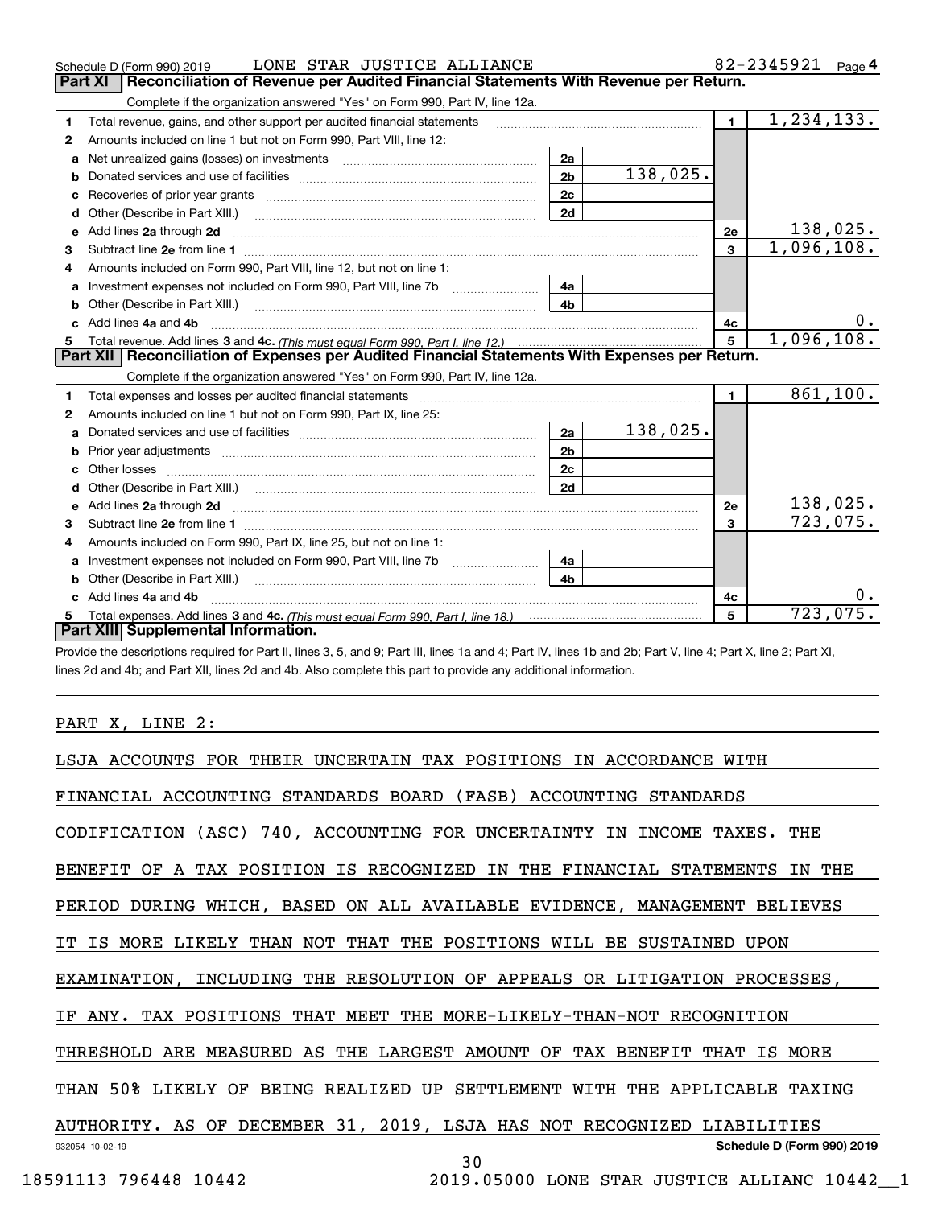Schedule D (Form 990) 2019 LONE STAR JUSTICE ALLIANCE 82-2345921 Page 4

## Part XI Reconciliation of Revenue per Audited Financial Statements With Revenue per Return.

Complete if the organization answered "Yes" on Form 990, Part IV, line 12a.

| | | | | | |
|---|---|---|---|---|---|
| 1 | Total revenue, gains, and other support per audited financial statements | | | 1 | 1,234,133. |
| 2 | Amounts included on line 1 but not on Form 990, Part VIII, line 12: | | | | |
| a | Net unrealized gains (losses) on investments | 2a | | | |
| b | Donated services and use of facilities | 2b | 138,025. | | |
| c | Recoveries of prior year grants | 2c | | | |
| d | Other (Describe in Part XIII.) | 2d | | | |
| e | Add lines 2a through 2d | | | 2e | 138,025. |
| 3 | Subtract line 2e from line 1 | | | 3 | 1,096,108. |
| 4 | Amounts included on Form 990, Part VIII, line 12, but not on line 1: | | | | |
| a | Investment expenses not included on Form 990, Part VIII, line 7b | 4a | | | |
| b | Other (Describe in Part XIII.) | 4b | | | |
| c | Add lines 4a and 4b | | | 4c | 0. |
| 5 | Total revenue. Add lines 3 and 4c. *(This must equal Form 990, Part I, line 12.)* | | | 5 | 1,096,108. |

## Part XII Reconciliation of Expenses per Audited Financial Statements With Expenses per Return.

Complete if the organization answered "Yes" on Form 990, Part IV, line 12a.

| | | | | | |
|---|---|---|---|---|---|
| 1 | Total expenses and losses per audited financial statements | | | 1 | 861,100. |
| 2 | Amounts included on line 1 but not on Form 990, Part IX, line 25: | | | | |
| a | Donated services and use of facilities | 2a | 138,025. | | |
| b | Prior year adjustments | 2b | | | |
| c | Other losses | 2c | | | |
| d | Other (Describe in Part XIII.) | 2d | | | |
| e | Add lines 2a through 2d | | | 2e | 138,025. |
| 3 | Subtract line 2e from line 1 | | | 3 | 723,075. |
| 4 | Amounts included on Form 990, Part IX, line 25, but not on line 1: | | | | |
| a | Investment expenses not included on Form 990, Part VIII, line 7b | 4a | | | |
| b | Other (Describe in Part XIII.) | 4b | | | |
| c | Add lines 4a and 4b | | | 4c | 0. |
| 5 | Total expenses. Add lines 3 and 4c. *(This must equal Form 990, Part I, line 18.)* | | | 5 | 723,075. |

## Part XIII Supplemental Information.

Provide the descriptions required for Part II, lines 3, 5, and 9; Part III, lines 1a and 4; Part IV, lines 1b and 2b; Part V, line 4; Part X, line 2; Part XI, lines 2d and 4b; and Part XII, lines 2d and 4b. Also complete this part to provide any additional information.

PART X, LINE 2:

LSJA ACCOUNTS FOR THEIR UNCERTAIN TAX POSITIONS IN ACCORDANCE WITH FINANCIAL ACCOUNTING STANDARDS BOARD (FASB) ACCOUNTING STANDARDS CODIFICATION (ASC) 740, ACCOUNTING FOR UNCERTAINTY IN INCOME TAXES. THE BENEFIT OF A TAX POSITION IS RECOGNIZED IN THE FINANCIAL STATEMENTS IN THE PERIOD DURING WHICH, BASED ON ALL AVAILABLE EVIDENCE, MANAGEMENT BELIEVES IT IS MORE LIKELY THAN NOT THAT THE POSITIONS WILL BE SUSTAINED UPON EXAMINATION, INCLUDING THE RESOLUTION OF APPEALS OR LITIGATION PROCESSES, IF ANY. TAX POSITIONS THAT MEET THE MORE-LIKELY-THAN-NOT RECOGNITION THRESHOLD ARE MEASURED AS THE LARGEST AMOUNT OF TAX BENEFIT THAT IS MORE THAN 50% LIKELY OF BEING REALIZED UP SETTLEMENT WITH THE APPLICABLE TAXING AUTHORITY. AS OF DECEMBER 31, 2019, LSJA HAS NOT RECOGNIZED LIABILITIES

932054 10-02-19 Schedule D (Form 990) 2019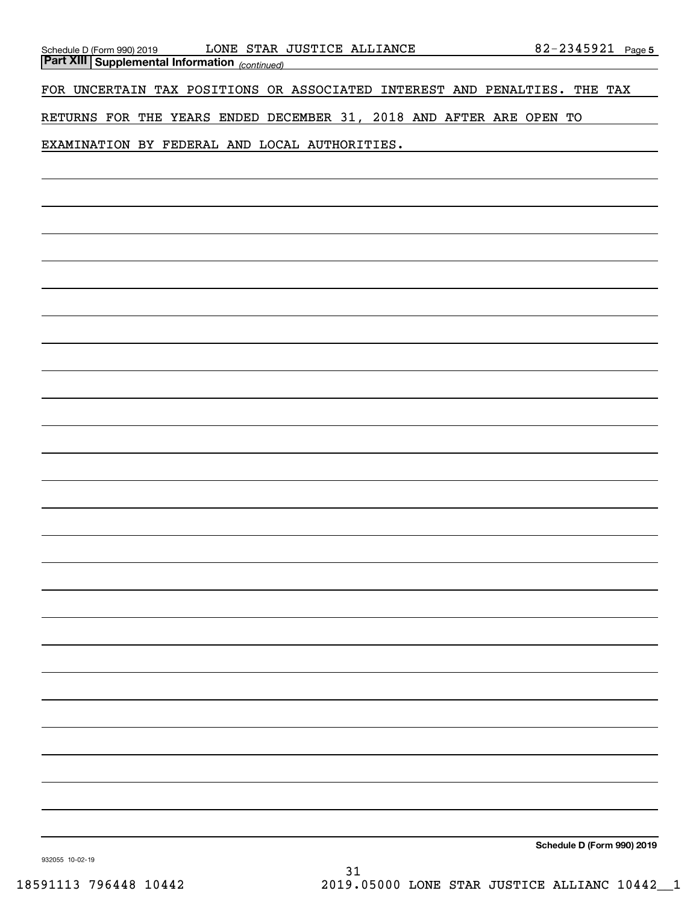## Part XIII Supplemental Information *(continued)*

FOR UNCERTAIN TAX POSITIONS OR ASSOCIATED INTEREST AND PENALTIES. THE TAX RETURNS FOR THE YEARS ENDED DECEMBER 31, 2018 AND AFTER ARE OPEN TO EXAMINATION BY FEDERAL AND LOCAL AUTHORITIES.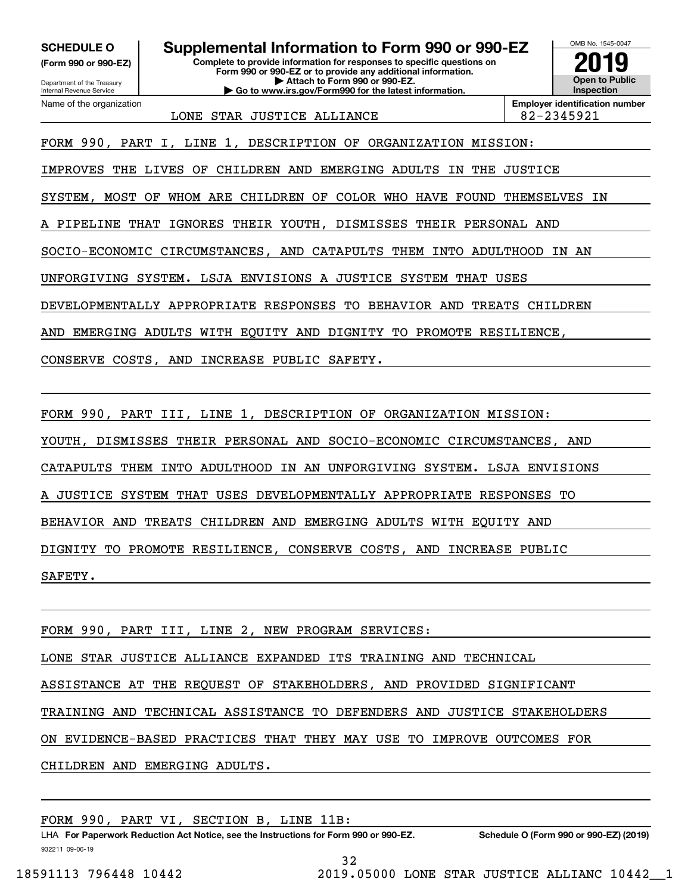**SCHEDULE O (Form 990 or 990-EZ)**

Department of the Treasury
Internal Revenue Service

# Supplemental Information to Form 990 or 990-EZ

**Complete to provide information for responses to specific questions on Form 990 or 990-EZ or to provide any additional information.**
**▶ Attach to Form 990 or 990-EZ.**
**▶ Go to www.irs.gov/Form990 for the latest information.**

OMB No. 1545-0047

**2019**

**Open to Public Inspection**

Name of the organization: LONE STAR JUSTICE ALLIANCE

**Employer identification number:** 82-2345921

FORM 990, PART I, LINE 1, DESCRIPTION OF ORGANIZATION MISSION:

IMPROVES THE LIVES OF CHILDREN AND EMERGING ADULTS IN THE JUSTICE SYSTEM, MOST OF WHOM ARE CHILDREN OF COLOR WHO HAVE FOUND THEMSELVES IN A PIPELINE THAT IGNORES THEIR YOUTH, DISMISSES THEIR PERSONAL AND SOCIO-ECONOMIC CIRCUMSTANCES, AND CATAPULTS THEM INTO ADULTHOOD IN AN UNFORGIVING SYSTEM. LSJA ENVISIONS A JUSTICE SYSTEM THAT USES DEVELOPMENTALLY APPROPRIATE RESPONSES TO BEHAVIOR AND TREATS CHILDREN AND EMERGING ADULTS WITH EQUITY AND DIGNITY TO PROMOTE RESILIENCE, CONSERVE COSTS, AND INCREASE PUBLIC SAFETY.

FORM 990, PART III, LINE 1, DESCRIPTION OF ORGANIZATION MISSION:

YOUTH, DISMISSES THEIR PERSONAL AND SOCIO-ECONOMIC CIRCUMSTANCES, AND CATAPULTS THEM INTO ADULTHOOD IN AN UNFORGIVING SYSTEM. LSJA ENVISIONS A JUSTICE SYSTEM THAT USES DEVELOPMENTALLY APPROPRIATE RESPONSES TO BEHAVIOR AND TREATS CHILDREN AND EMERGING ADULTS WITH EQUITY AND DIGNITY TO PROMOTE RESILIENCE, CONSERVE COSTS, AND INCREASE PUBLIC SAFETY.

FORM 990, PART III, LINE 2, NEW PROGRAM SERVICES:

LONE STAR JUSTICE ALLIANCE EXPANDED ITS TRAINING AND TECHNICAL ASSISTANCE AT THE REQUEST OF STAKEHOLDERS, AND PROVIDED SIGNIFICANT TRAINING AND TECHNICAL ASSISTANCE TO DEFENDERS AND JUSTICE STAKEHOLDERS ON EVIDENCE-BASED PRACTICES THAT THEY MAY USE TO IMPROVE OUTCOMES FOR CHILDREN AND EMERGING ADULTS.

FORM 990, PART VI, SECTION B, LINE 11B:

LHA **For Paperwork Reduction Act Notice, see the Instructions for Form 990 or 990-EZ.** **Schedule O (Form 990 or 990-EZ) (2019)**

932211 09-06-19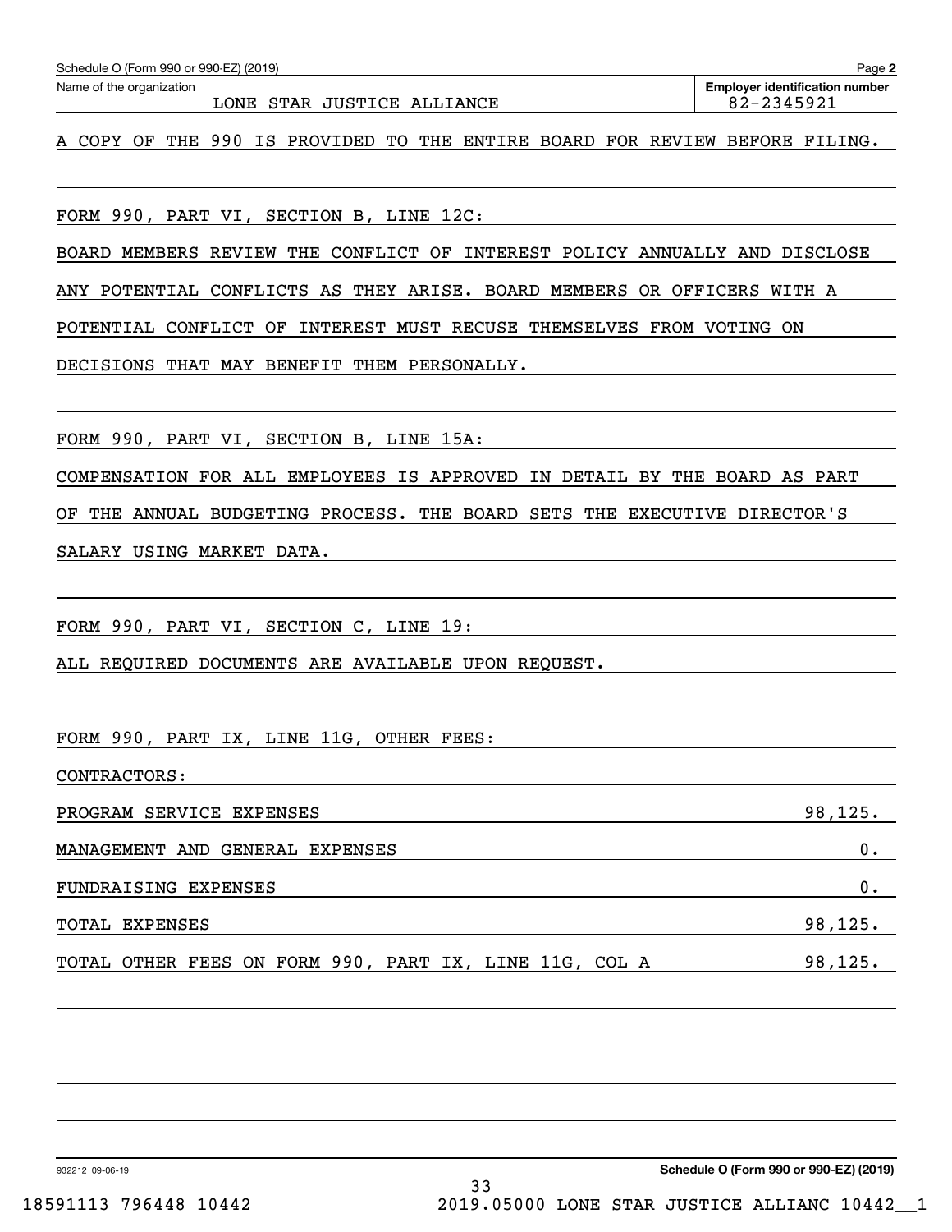Schedule O (Form 990 or 990-EZ) (2019) Page **2**

Name of the organization: LONE STAR JUSTICE ALLIANCE

**Employer identification number**: 82-2345921

A COPY OF THE 990 IS PROVIDED TO THE ENTIRE BOARD FOR REVIEW BEFORE FILING.

FORM 990, PART VI, SECTION B, LINE 12C:

BOARD MEMBERS REVIEW THE CONFLICT OF INTEREST POLICY ANNUALLY AND DISCLOSE ANY POTENTIAL CONFLICTS AS THEY ARISE. BOARD MEMBERS OR OFFICERS WITH A POTENTIAL CONFLICT OF INTEREST MUST RECUSE THEMSELVES FROM VOTING ON DECISIONS THAT MAY BENEFIT THEM PERSONALLY.

FORM 990, PART VI, SECTION B, LINE 15A:

COMPENSATION FOR ALL EMPLOYEES IS APPROVED IN DETAIL BY THE BOARD AS PART OF THE ANNUAL BUDGETING PROCESS. THE BOARD SETS THE EXECUTIVE DIRECTOR'S SALARY USING MARKET DATA.

FORM 990, PART VI, SECTION C, LINE 19:

ALL REQUIRED DOCUMENTS ARE AVAILABLE UPON REQUEST.

FORM 990, PART IX, LINE 11G, OTHER FEES:

CONTRACTORS:

| | |
|---|---|
| PROGRAM SERVICE EXPENSES | 98,125. |
| MANAGEMENT AND GENERAL EXPENSES | 0. |
| FUNDRAISING EXPENSES | 0. |
| TOTAL EXPENSES | 98,125. |
| TOTAL OTHER FEES ON FORM 990, PART IX, LINE 11G, COL A | 98,125. |

932212 09-06-19

**Schedule O (Form 990 or 990-EZ) (2019)**

18591113 796448 10442 2019.05000 LONE STAR JUSTICE ALLIANC 10442__1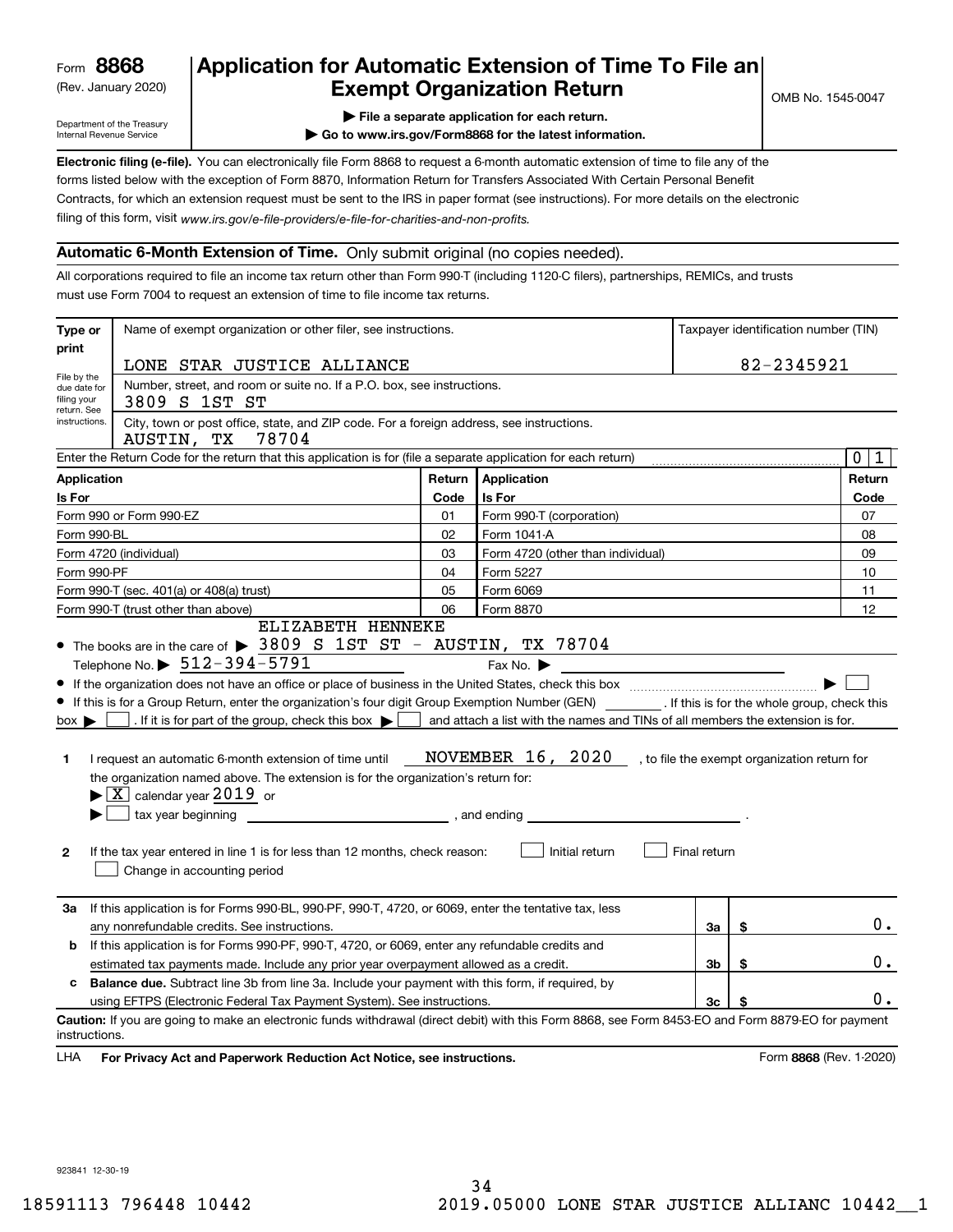Form **8868**
(Rev. January 2020)

Department of the Treasury
Internal Revenue Service

# Application for Automatic Extension of Time To File an Exempt Organization Return

OMB No. 1545-0047

▶ File a separate application for each return.
▶ Go to www.irs.gov/Form8868 for the latest information.

**Electronic filing (e-file).** You can electronically file Form 8868 to request a 6-month automatic extension of time to file any of the forms listed below with the exception of Form 8870, Information Return for Transfers Associated With Certain Personal Benefit Contracts, for which an extension request must be sent to the IRS in paper format (see instructions). For more details on the electronic filing of this form, visit *www.irs.gov/e-file-providers/e-file-for-charities-and-non-profits.*

## Automatic 6-Month Extension of Time. Only submit original (no copies needed).

All corporations required to file an income tax return other than Form 990-T (including 1120-C filers), partnerships, REMICs, and trusts must use Form 7004 to request an extension of time to file income tax returns.

| Type or print | | |
|---|---|---|
| File by the due date for filing your return. See instructions. | Name of exempt organization or other filer, see instructions.<br>LONE STAR JUSTICE ALLIANCE | Taxpayer identification number (TIN)<br>82-2345921 |
| | Number, street, and room or suite no. If a P.O. box, see instructions.<br>3809 S 1ST ST | |
| | City, town or post office, state, and ZIP code. For a foreign address, see instructions.<br>AUSTIN, TX 78704 | |

Enter the Return Code for the return that this application is for (file a separate application for each return) .......... 0 1

| Application Is For | Return Code | Application Is For | Return Code |
|---|---|---|---|
| Form 990 or Form 990-EZ | 01 | Form 990-T (corporation) | 07 |
| Form 990-BL | 02 | Form 1041-A | 08 |
| Form 4720 (individual) | 03 | Form 4720 (other than individual) | 09 |
| Form 990-PF | 04 | Form 5227 | 10 |
| Form 990-T (sec. 401(a) or 408(a) trust) | 05 | Form 6069 | 11 |
| Form 990-T (trust other than above) | 06 | Form 8870 | 12 |

- The books are in the care of ▶ ELIZABETH HENNEKE 3809 S 1ST ST - AUSTIN, TX 78704
  Telephone No. ▶ 512-394-5791 Fax No. ▶
- If the organization does not have an office or place of business in the United States, check this box ........ ▶ ☐
- If this is for a Group Return, enter the organization's four digit Group Exemption Number (GEN) ________ . If this is for the whole group, check this box ▶ ☐ . If it is for part of the group, check this box ▶ ☐ and attach a list with the names and TINs of all members the extension is for.

**1** I request an automatic 6-month extension of time until NOVEMBER 16, 2020 , to file the exempt organization return for the organization named above. The extension is for the organization's return for:
▶ ☒ calendar year 2019 or
▶ ☐ tax year beginning ________________ , and ending ________________ .

**2** If the tax year entered in line 1 is for less than 12 months, check reason: ☐ Initial return ☐ Final return
☐ Change in accounting period

| | | | |
|---|---|---|---|
| **3a** | If this application is for Forms 990-BL, 990-PF, 990-T, 4720, or 6069, enter the tentative tax, less any nonrefundable credits. See instructions. | 3a | $ 0. |
| **b** | If this application is for Forms 990-PF, 990-T, 4720, or 6069, enter any refundable credits and estimated tax payments made. Include any prior year overpayment allowed as a credit. | 3b | $ 0. |
| **c** | **Balance due.** Subtract line 3b from line 3a. Include your payment with this form, if required, by using EFTPS (Electronic Federal Tax Payment System). See instructions. | 3c | $ 0. |

**Caution:** If you are going to make an electronic funds withdrawal (direct debit) with this Form 8868, see Form 8453-EO and Form 8879-EO for payment instructions.

LHA **For Privacy Act and Paperwork Reduction Act Notice, see instructions.** Form **8868** (Rev. 1-2020)

923841 12-30-19

18591113 796448 10442 2019.05000 LONE STAR JUSTICE ALLIANC 10442__1